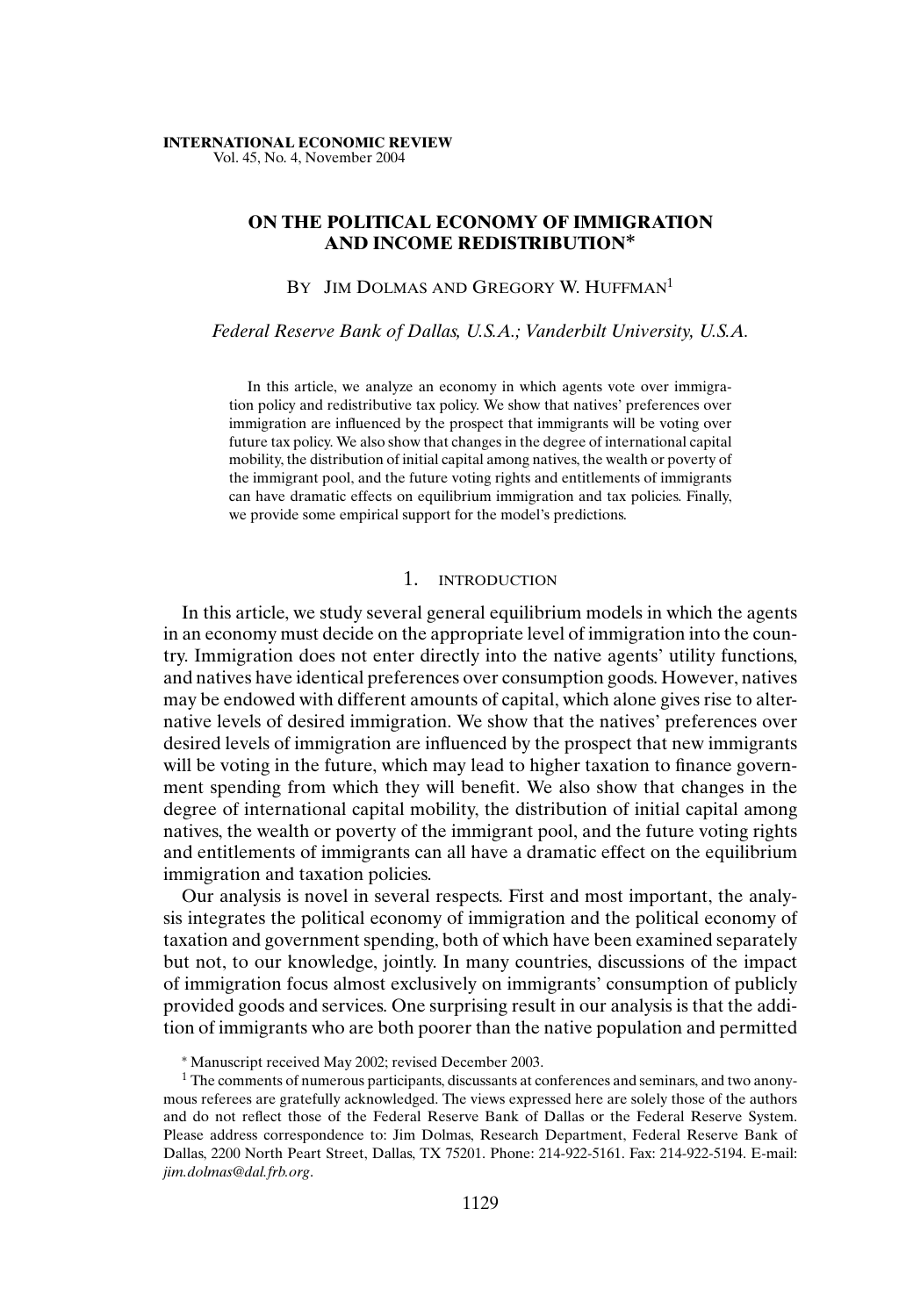INTERNATIONAL ECONOMIC REVIEW
Vol. 45, No. 4, November 2004

# ON THE POLITICAL ECONOMY OF IMMIGRATION AND INCOME REDISTRIBUTION*

BY JIM DOLMAS AND GREGORY W. HUFFMAN[1]

*Federal Reserve Bank of Dallas, U.S.A.; Vanderbilt University, U.S.A.*

In this article, we analyze an economy in which agents vote over immigration policy and redistributive tax policy. We show that natives' preferences over immigration are influenced by the prospect that immigrants will be voting over future tax policy. We also show that changes in the degree of international capital mobility, the distribution of initial capital among natives, the wealth or poverty of the immigrant pool, and the future voting rights and entitlements of immigrants can have dramatic effects on equilibrium immigration and tax policies. Finally, we provide some empirical support for the model's predictions.

## 1. INTRODUCTION

In this article, we study several general equilibrium models in which the agents in an economy must decide on the appropriate level of immigration into the country. Immigration does not enter directly into the native agents' utility functions, and natives have identical preferences over consumption goods. However, natives may be endowed with different amounts of capital, which alone gives rise to alternative levels of desired immigration. We show that the natives' preferences over desired levels of immigration are influenced by the prospect that new immigrants will be voting in the future, which may lead to higher taxation to finance government spending from which they will benefit. We also show that changes in the degree of international capital mobility, the distribution of initial capital among natives, the wealth or poverty of the immigrant pool, and the future voting rights and entitlements of immigrants can all have a dramatic effect on the equilibrium immigration and taxation policies.

Our analysis is novel in several respects. First and most important, the analysis integrates the political economy of immigration and the political economy of taxation and government spending, both of which have been examined separately but not, to our knowledge, jointly. In many countries, discussions of the impact of immigration focus almost exclusively on immigrants' consumption of publicly provided goods and services. One surprising result in our analysis is that the addition of immigrants who are both poorer than the native population and permitted

* Manuscript received May 2002; revised December 2003.

[1] The comments of numerous participants, discussants at conferences and seminars, and two anonymous referees are gratefully acknowledged. The views expressed here are solely those of the authors and do not reflect those of the Federal Reserve Bank of Dallas or the Federal Reserve System. Please address correspondence to: Jim Dolmas, Research Department, Federal Reserve Bank of Dallas, 2200 North Peart Street, Dallas, TX 75201. Phone: 214-922-5161. Fax: 214-922-5194. E-mail: *jim.dolmas@dal.frb.org*.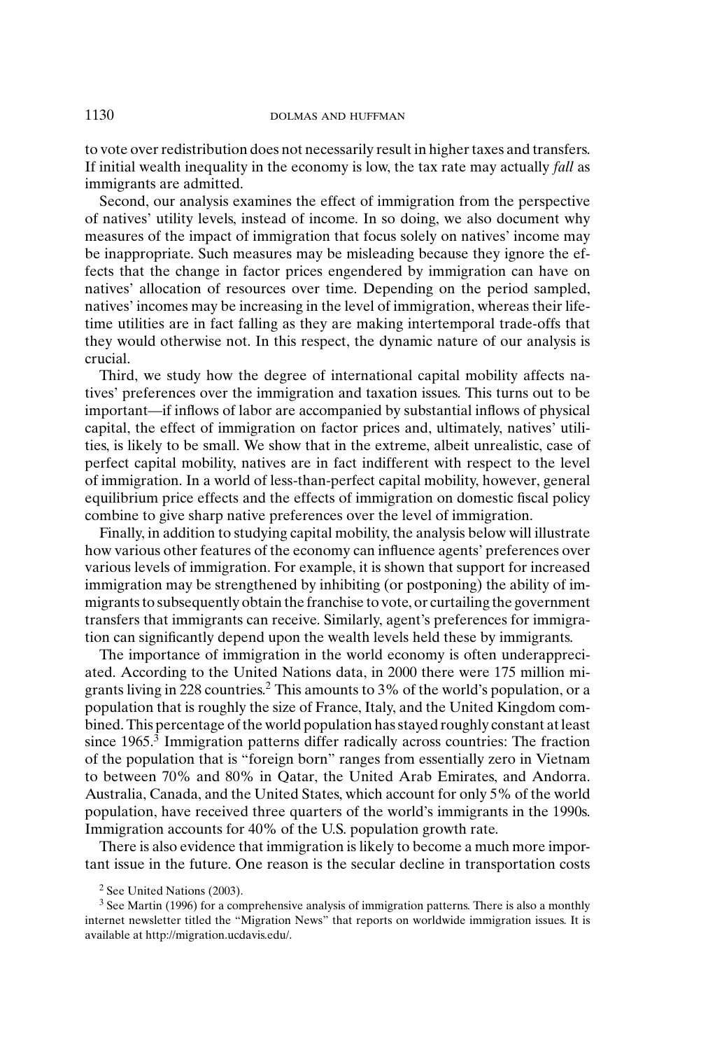to vote over redistribution does not necessarily result in higher taxes and transfers. If initial wealth inequality in the economy is low, the tax rate may actually *fall* as immigrants are admitted.

Second, our analysis examines the effect of immigration from the perspective of natives' utility levels, instead of income. In so doing, we also document why measures of the impact of immigration that focus solely on natives' income may be inappropriate. Such measures may be misleading because they ignore the effects that the change in factor prices engendered by immigration can have on natives' allocation of resources over time. Depending on the period sampled, natives' incomes may be increasing in the level of immigration, whereas their lifetime utilities are in fact falling as they are making intertemporal trade-offs that they would otherwise not. In this respect, the dynamic nature of our analysis is crucial.

Third, we study how the degree of international capital mobility affects natives' preferences over the immigration and taxation issues. This turns out to be important—if inflows of labor are accompanied by substantial inflows of physical capital, the effect of immigration on factor prices and, ultimately, natives' utilities, is likely to be small. We show that in the extreme, albeit unrealistic, case of perfect capital mobility, natives are in fact indifferent with respect to the level of immigration. In a world of less-than-perfect capital mobility, however, general equilibrium price effects and the effects of immigration on domestic fiscal policy combine to give sharp native preferences over the level of immigration.

Finally, in addition to studying capital mobility, the analysis below will illustrate how various other features of the economy can influence agents' preferences over various levels of immigration. For example, it is shown that support for increased immigration may be strengthened by inhibiting (or postponing) the ability of immigrants to subsequently obtain the franchise to vote, or curtailing the government transfers that immigrants can receive. Similarly, agent's preferences for immigration can significantly depend upon the wealth levels held these by immigrants.

The importance of immigration in the world economy is often underappreciated. According to the United Nations data, in 2000 there were 175 million migrants living in 228 countries.[2] This amounts to 3% of the world's population, or a population that is roughly the size of France, Italy, and the United Kingdom combined. This percentage of the world population has stayed roughly constant at least since 1965.[3] Immigration patterns differ radically across countries: The fraction of the population that is "foreign born" ranges from essentially zero in Vietnam to between 70% and 80% in Qatar, the United Arab Emirates, and Andorra. Australia, Canada, and the United States, which account for only 5% of the world population, have received three quarters of the world's immigrants in the 1990s. Immigration accounts for 40% of the U.S. population growth rate.

There is also evidence that immigration is likely to become a much more important issue in the future. One reason is the secular decline in transportation costs

[2] See United Nations (2003).

[3] See Martin (1996) for a comprehensive analysis of immigration patterns. There is also a monthly internet newsletter titled the "Migration News" that reports on worldwide immigration issues. It is available at http://migration.ucdavis.edu/.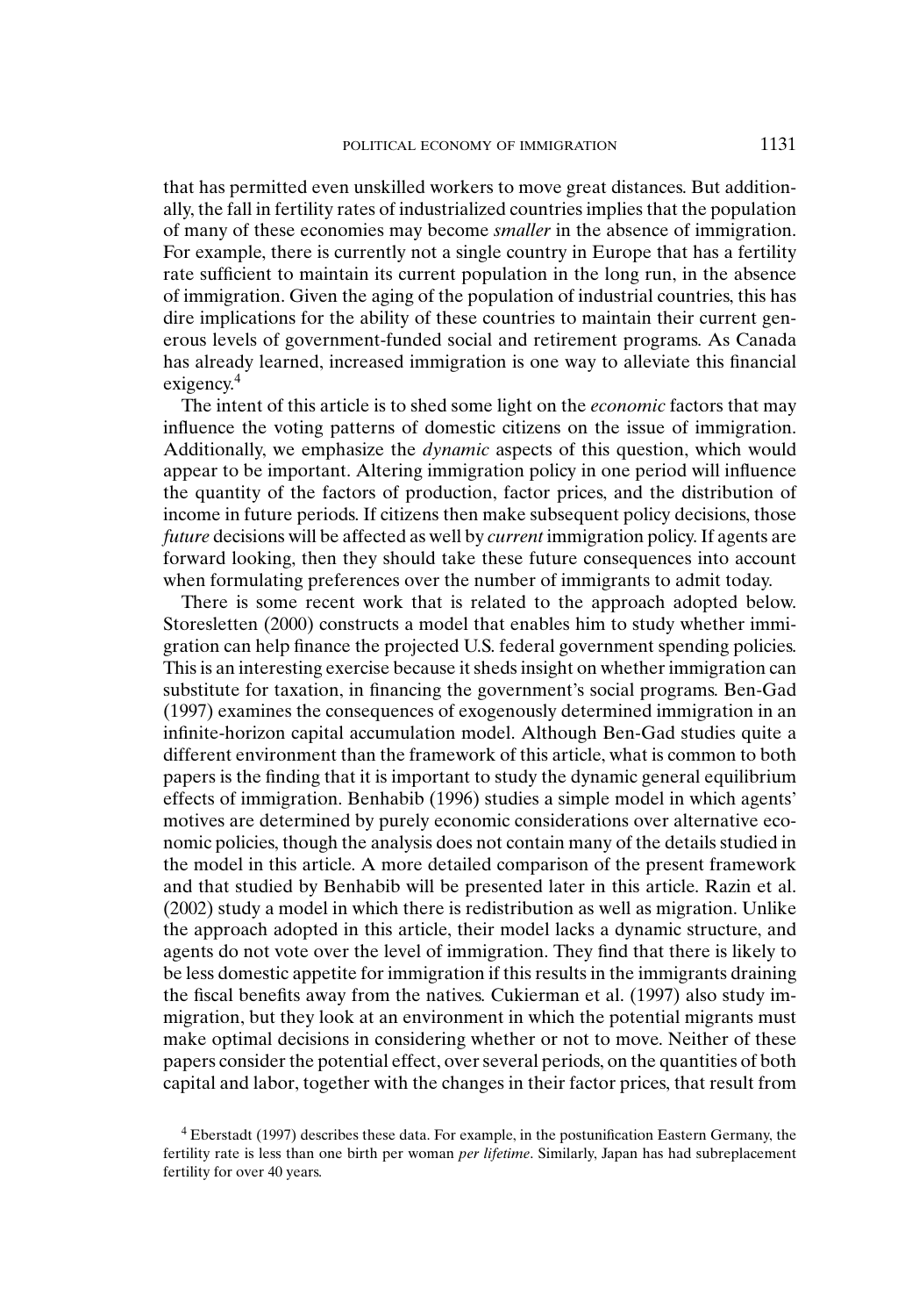that has permitted even unskilled workers to move great distances. But additionally, the fall in fertility rates of industrialized countries implies that the population of many of these economies may become *smaller* in the absence of immigration. For example, there is currently not a single country in Europe that has a fertility rate sufficient to maintain its current population in the long run, in the absence of immigration. Given the aging of the population of industrial countries, this has dire implications for the ability of these countries to maintain their current generous levels of government-funded social and retirement programs. As Canada has already learned, increased immigration is one way to alleviate this financial exigency.[4]

The intent of this article is to shed some light on the *economic* factors that may influence the voting patterns of domestic citizens on the issue of immigration. Additionally, we emphasize the *dynamic* aspects of this question, which would appear to be important. Altering immigration policy in one period will influence the quantity of the factors of production, factor prices, and the distribution of income in future periods. If citizens then make subsequent policy decisions, those *future* decisions will be affected as well by *current* immigration policy. If agents are forward looking, then they should take these future consequences into account when formulating preferences over the number of immigrants to admit today.

There is some recent work that is related to the approach adopted below. Storesletten (2000) constructs a model that enables him to study whether immigration can help finance the projected U.S. federal government spending policies. This is an interesting exercise because it sheds insight on whether immigration can substitute for taxation, in financing the government's social programs. Ben-Gad (1997) examines the consequences of exogenously determined immigration in an infinite-horizon capital accumulation model. Although Ben-Gad studies quite a different environment than the framework of this article, what is common to both papers is the finding that it is important to study the dynamic general equilibrium effects of immigration. Benhabib (1996) studies a simple model in which agents' motives are determined by purely economic considerations over alternative economic policies, though the analysis does not contain many of the details studied in the model in this article. A more detailed comparison of the present framework and that studied by Benhabib will be presented later in this article. Razin et al. (2002) study a model in which there is redistribution as well as migration. Unlike the approach adopted in this article, their model lacks a dynamic structure, and agents do not vote over the level of immigration. They find that there is likely to be less domestic appetite for immigration if this results in the immigrants draining the fiscal benefits away from the natives. Cukierman et al. (1997) also study immigration, but they look at an environment in which the potential migrants must make optimal decisions in considering whether or not to move. Neither of these papers consider the potential effect, over several periods, on the quantities of both capital and labor, together with the changes in their factor prices, that result from

[4] Eberstadt (1997) describes these data. For example, in the postunification Eastern Germany, the fertility rate is less than one birth per woman *per lifetime*. Similarly, Japan has had subreplacement fertility for over 40 years.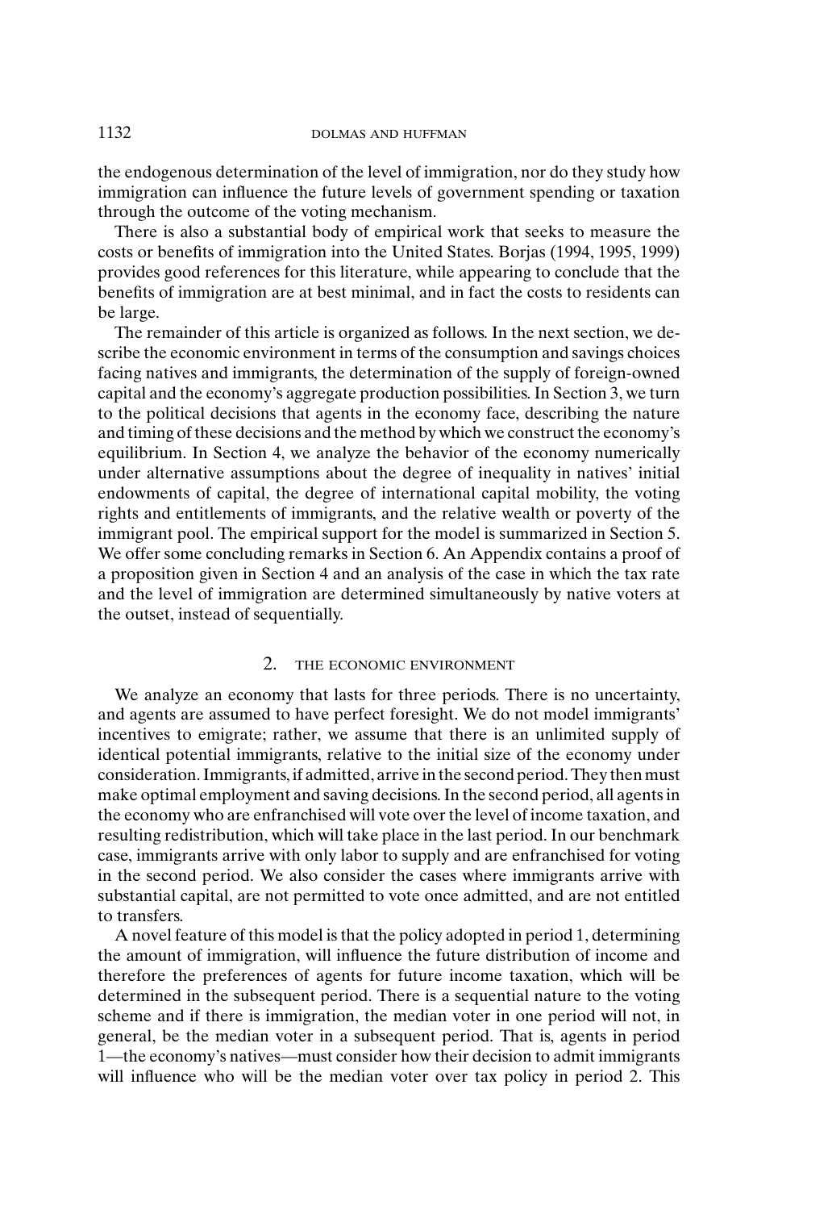the endogenous determination of the level of immigration, nor do they study how immigration can influence the future levels of government spending or taxation through the outcome of the voting mechanism.

There is also a substantial body of empirical work that seeks to measure the costs or benefits of immigration into the United States. Borjas (1994, 1995, 1999) provides good references for this literature, while appearing to conclude that the benefits of immigration are at best minimal, and in fact the costs to residents can be large.

The remainder of this article is organized as follows. In the next section, we describe the economic environment in terms of the consumption and savings choices facing natives and immigrants, the determination of the supply of foreign-owned capital and the economy's aggregate production possibilities. In Section 3, we turn to the political decisions that agents in the economy face, describing the nature and timing of these decisions and the method by which we construct the economy's equilibrium. In Section 4, we analyze the behavior of the economy numerically under alternative assumptions about the degree of inequality in natives' initial endowments of capital, the degree of international capital mobility, the voting rights and entitlements of immigrants, and the relative wealth or poverty of the immigrant pool. The empirical support for the model is summarized in Section 5. We offer some concluding remarks in Section 6. An Appendix contains a proof of a proposition given in Section 4 and an analysis of the case in which the tax rate and the level of immigration are determined simultaneously by native voters at the outset, instead of sequentially.

## 2. THE ECONOMIC ENVIRONMENT

We analyze an economy that lasts for three periods. There is no uncertainty, and agents are assumed to have perfect foresight. We do not model immigrants' incentives to emigrate; rather, we assume that there is an unlimited supply of identical potential immigrants, relative to the initial size of the economy under consideration. Immigrants, if admitted, arrive in the second period. They then must make optimal employment and saving decisions. In the second period, all agents in the economy who are enfranchised will vote over the level of income taxation, and resulting redistribution, which will take place in the last period. In our benchmark case, immigrants arrive with only labor to supply and are enfranchised for voting in the second period. We also consider the cases where immigrants arrive with substantial capital, are not permitted to vote once admitted, and are not entitled to transfers.

A novel feature of this model is that the policy adopted in period 1, determining the amount of immigration, will influence the future distribution of income and therefore the preferences of agents for future income taxation, which will be determined in the subsequent period. There is a sequential nature to the voting scheme and if there is immigration, the median voter in one period will not, in general, be the median voter in a subsequent period. That is, agents in period 1—the economy's natives—must consider how their decision to admit immigrants will influence who will be the median voter over tax policy in period 2. This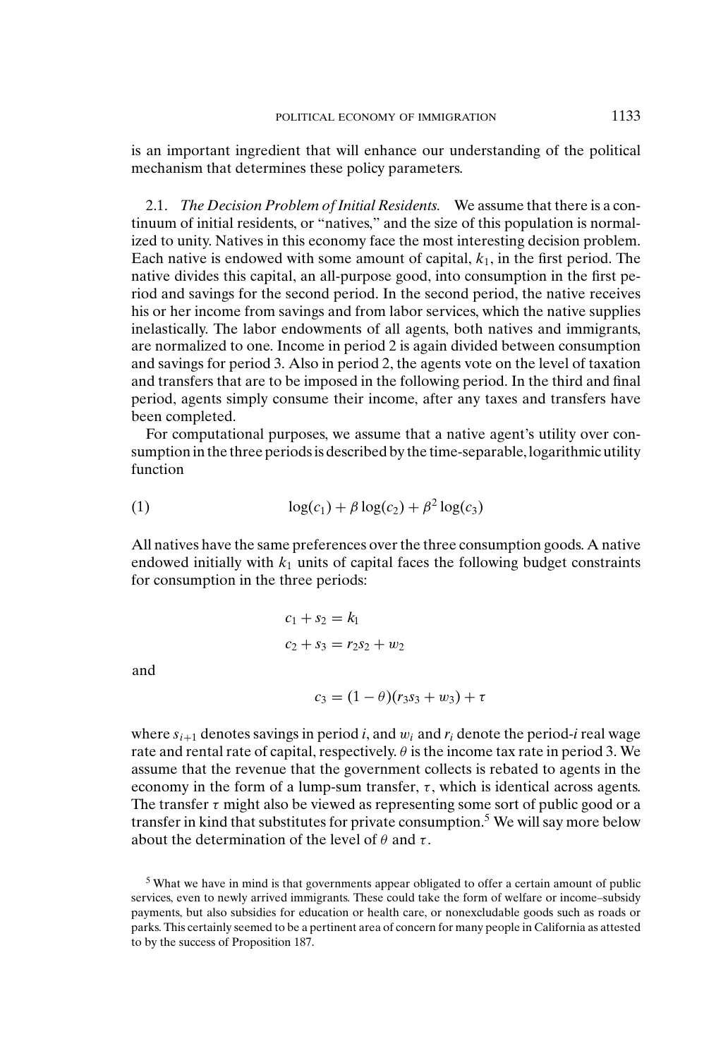is an important ingredient that will enhance our understanding of the political mechanism that determines these policy parameters.

2.1. *The Decision Problem of Initial Residents.* We assume that there is a continuum of initial residents, or "natives," and the size of this population is normalized to unity. Natives in this economy face the most interesting decision problem. Each native is endowed with some amount of capital, $k_1$, in the first period. The native divides this capital, an all-purpose good, into consumption in the first period and savings for the second period. In the second period, the native receives his or her income from savings and from labor services, which the native supplies inelastically. The labor endowments of all agents, both natives and immigrants, are normalized to one. Income in period 2 is again divided between consumption and savings for period 3. Also in period 2, the agents vote on the level of taxation and transfers that are to be imposed in the following period. In the third and final period, agents simply consume their income, after any taxes and transfers have been completed.

For computational purposes, we assume that a native agent's utility over consumption in the three periods is described by the time-separable, logarithmic utility function

$$\log(c_1) + \beta \log(c_2) + \beta^2 \log(c_3) \tag{1}$$

All natives have the same preferences over the three consumption goods. A native endowed initially with $k_1$ units of capital faces the following budget constraints for consumption in the three periods:

$$c_1 + s_2 = k_1$$

$$c_2 + s_3 = r_2 s_2 + w_2$$

and

$$c_3 = (1 - \theta)(r_3 s_3 + w_3) + \tau$$

where $s_{i+1}$ denotes savings in period $i$, and $w_i$ and $r_i$ denote the period-$i$ real wage rate and rental rate of capital, respectively. $\theta$ is the income tax rate in period 3. We assume that the revenue that the government collects is rebated to agents in the economy in the form of a lump-sum transfer, $\tau$, which is identical across agents. The transfer $\tau$ might also be viewed as representing some sort of public good or a transfer in kind that substitutes for private consumption.[5] We will say more below about the determination of the level of $\theta$ and $\tau$.

[5] What we have in mind is that governments appear obligated to offer a certain amount of public services, even to newly arrived immigrants. These could take the form of welfare or income–subsidy payments, but also subsidies for education or health care, or nonexcludable goods such as roads or parks. This certainly seemed to be a pertinent area of concern for many people in California as attested to by the success of Proposition 187.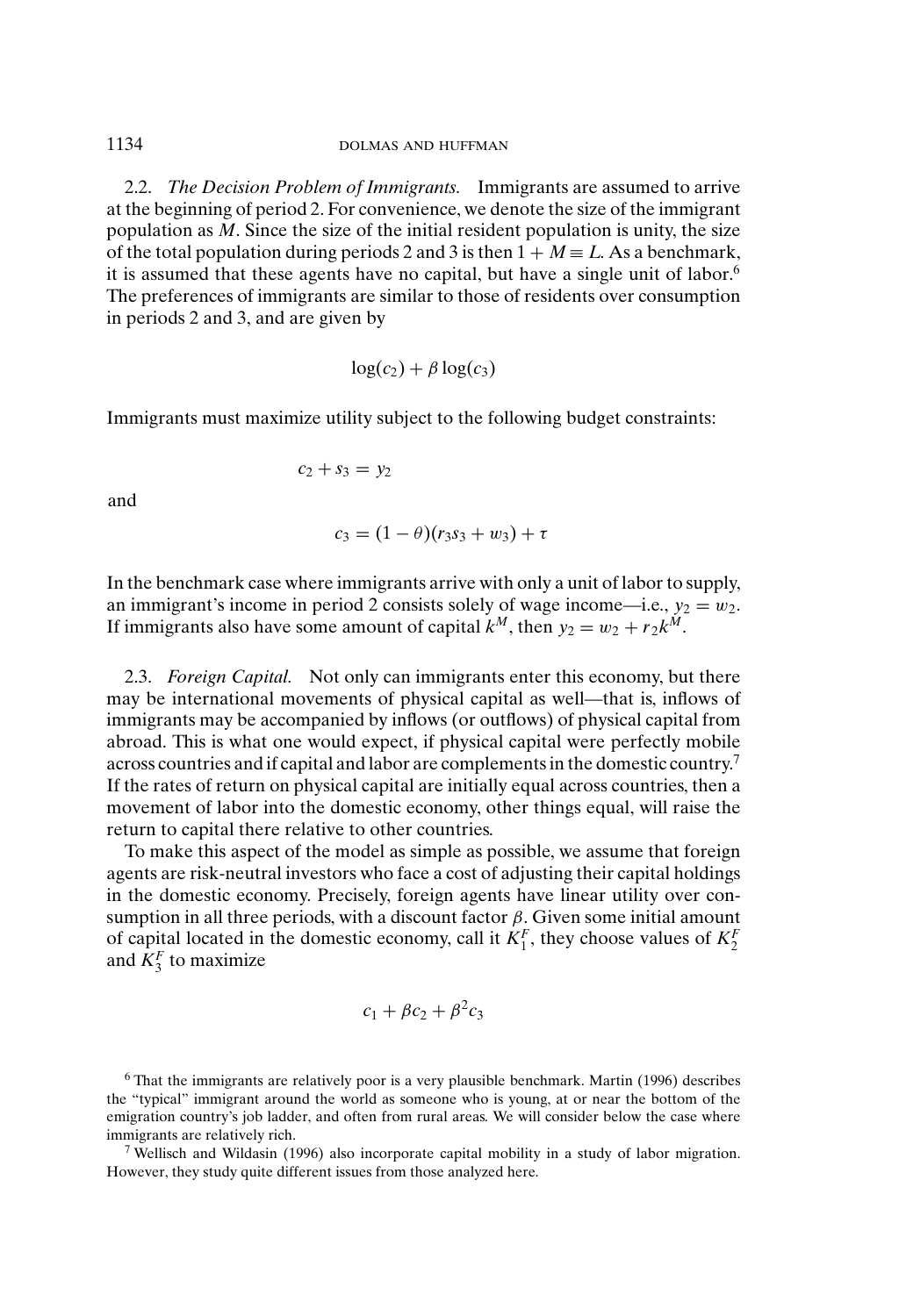2.2. *The Decision Problem of Immigrants.* Immigrants are assumed to arrive at the beginning of period 2. For convenience, we denote the size of the immigrant population as $M$. Since the size of the initial resident population is unity, the size of the total population during periods 2 and 3 is then $1 + M \equiv L$. As a benchmark, it is assumed that these agents have no capital, but have a single unit of labor.[6] The preferences of immigrants are similar to those of residents over consumption in periods 2 and 3, and are given by

$$\log(c_2) + \beta \log(c_3)$$

Immigrants must maximize utility subject to the following budget constraints:

$$c_2 + s_3 = y_2$$

and

$$c_3 = (1 - \theta)(r_3 s_3 + w_3) + \tau$$

In the benchmark case where immigrants arrive with only a unit of labor to supply, an immigrant's income in period 2 consists solely of wage income—i.e., $y_2 = w_2$. If immigrants also have some amount of capital $k^M$, then $y_2 = w_2 + r_2 k^M$.

2.3. *Foreign Capital.* Not only can immigrants enter this economy, but there may be international movements of physical capital as well—that is, inflows of immigrants may be accompanied by inflows (or outflows) of physical capital from abroad. This is what one would expect, if physical capital were perfectly mobile across countries and if capital and labor are complements in the domestic country.[7] If the rates of return on physical capital are initially equal across countries, then a movement of labor into the domestic economy, other things equal, will raise the return to capital there relative to other countries.

To make this aspect of the model as simple as possible, we assume that foreign agents are risk-neutral investors who face a cost of adjusting their capital holdings in the domestic economy. Precisely, foreign agents have linear utility over consumption in all three periods, with a discount factor $\beta$. Given some initial amount of capital located in the domestic economy, call it $K_1^F$, they choose values of $K_2^F$ and $K_3^F$ to maximize

$$c_1 + \beta c_2 + \beta^2 c_3$$

[6] That the immigrants are relatively poor is a very plausible benchmark. Martin (1996) describes the "typical" immigrant around the world as someone who is young, at or near the bottom of the emigration country's job ladder, and often from rural areas. We will consider below the case where immigrants are relatively rich.

[7] Wellisch and Wildasin (1996) also incorporate capital mobility in a study of labor migration. However, they study quite different issues from those analyzed here.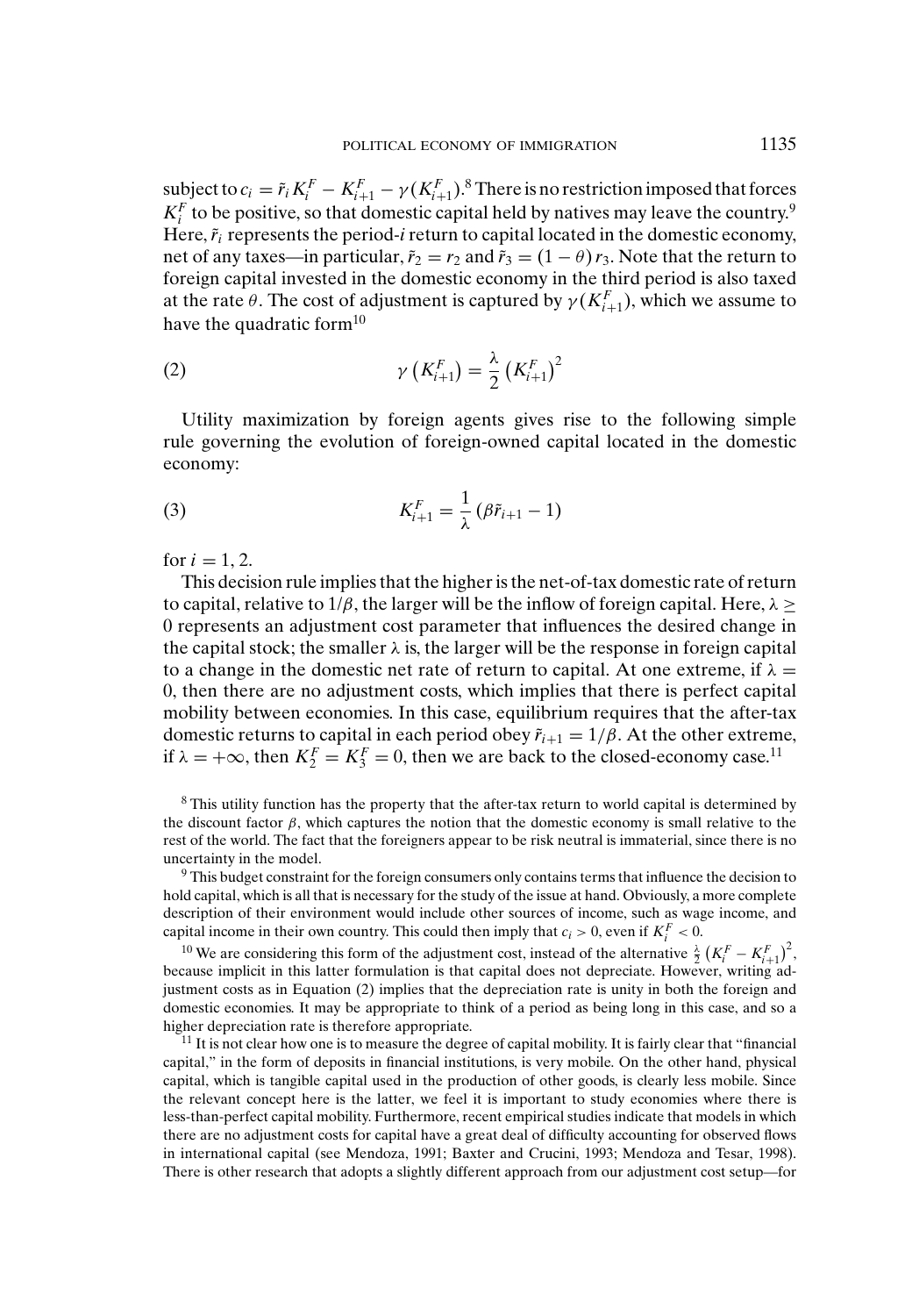subject to $c_i = \tilde{r}_i K_i^F - K_{i+1}^F - \gamma(K_{i+1}^F)$.[8] There is no restriction imposed that forces $K_i^F$ to be positive, so that domestic capital held by natives may leave the country.[9] Here, $\tilde{r}_i$ represents the period-$i$ return to capital located in the domestic economy, net of any taxes—in particular, $\tilde{r}_2 = r_2$ and $\tilde{r}_3 = (1-\theta)\, r_3$. Note that the return to foreign capital invested in the domestic economy in the third period is also taxed at the rate $\theta$. The cost of adjustment is captured by $\gamma(K_{i+1}^F)$, which we assume to have the quadratic form[10]

$$\gamma\left(K_{i+1}^F\right) = \frac{\lambda}{2}\left(K_{i+1}^F\right)^2 \tag{2}$$

Utility maximization by foreign agents gives rise to the following simple rule governing the evolution of foreign-owned capital located in the domestic economy:

$$K_{i+1}^F = \frac{1}{\lambda}\left(\beta \tilde{r}_{i+1} - 1\right) \tag{3}$$

for $i = 1, 2$.

This decision rule implies that the higher is the net-of-tax domestic rate of return to capital, relative to $1/\beta$, the larger will be the inflow of foreign capital. Here, $\lambda \geq 0$ represents an adjustment cost parameter that influences the desired change in the capital stock; the smaller $\lambda$ is, the larger will be the response in foreign capital to a change in the domestic net rate of return to capital. At one extreme, if $\lambda = 0$, then there are no adjustment costs, which implies that there is perfect capital mobility between economies. In this case, equilibrium requires that the after-tax domestic returns to capital in each period obey $\tilde{r}_{i+1} = 1/\beta$. At the other extreme, if $\lambda = +\infty$, then $K_2^F = K_3^F = 0$, then we are back to the closed-economy case.[11]

[8] This utility function has the property that the after-tax return to world capital is determined by the discount factor $\beta$, which captures the notion that the domestic economy is small relative to the rest of the world. The fact that the foreigners appear to be risk neutral is immaterial, since there is no uncertainty in the model.

[9] This budget constraint for the foreign consumers only contains terms that influence the decision to hold capital, which is all that is necessary for the study of the issue at hand. Obviously, a more complete description of their environment would include other sources of income, such as wage income, and capital income in their own country. This could then imply that $c_i > 0$, even if $K_i^F < 0$.

[10] We are considering this form of the adjustment cost, instead of the alternative $\frac{\lambda}{2}\left(K_i^F - K_{i+1}^F\right)^2$, because implicit in this latter formulation is that capital does not depreciate. However, writing adjustment costs as in Equation (2) implies that the depreciation rate is unity in both the foreign and domestic economies. It may be appropriate to think of a period as being long in this case, and so a higher depreciation rate is therefore appropriate.

[11] It is not clear how one is to measure the degree of capital mobility. It is fairly clear that "financial capital," in the form of deposits in financial institutions, is very mobile. On the other hand, physical capital, which is tangible capital used in the production of other goods, is clearly less mobile. Since the relevant concept here is the latter, we feel it is important to study economies where there is less-than-perfect capital mobility. Furthermore, recent empirical studies indicate that models in which there are no adjustment costs for capital have a great deal of difficulty accounting for observed flows in international capital (see Mendoza, 1991; Baxter and Crucini, 1993; Mendoza and Tesar, 1998). There is other research that adopts a slightly different approach from our adjustment cost setup—for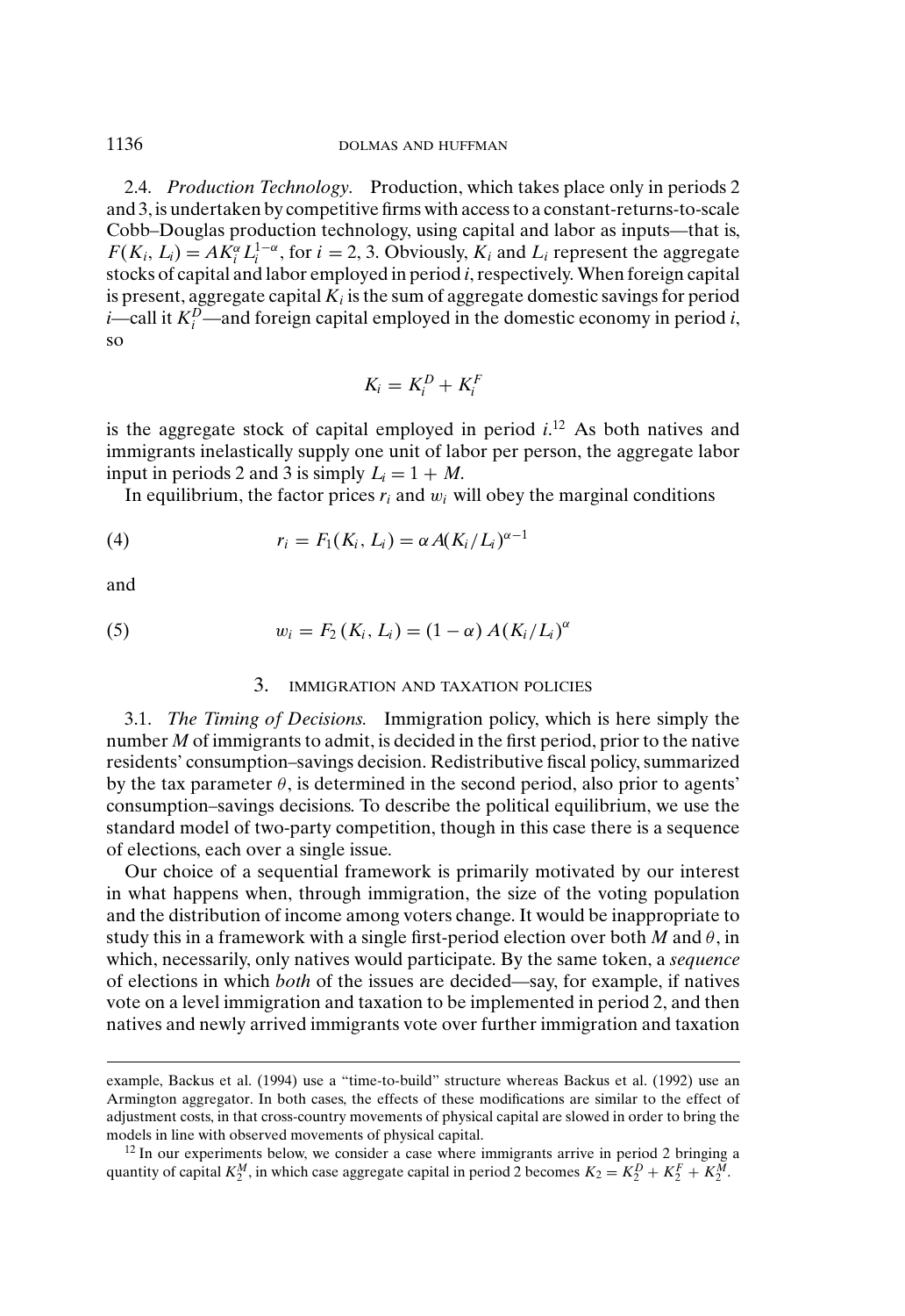2.4. *Production Technology*. Production, which takes place only in periods 2 and 3, is undertaken by competitive firms with access to a constant-returns-to-scale Cobb–Douglas production technology, using capital and labor as inputs—that is, $F(K_i, L_i) = AK_i^{\alpha} L_i^{1-\alpha}$, for $i = 2, 3$. Obviously, $K_i$ and $L_i$ represent the aggregate stocks of capital and labor employed in period $i$, respectively. When foreign capital is present, aggregate capital $K_i$ is the sum of aggregate domestic savings for period $i$—call it $K_i^D$—and foreign capital employed in the domestic economy in period $i$, so

$$K_i = K_i^D + K_i^F$$

is the aggregate stock of capital employed in period $i$.[12] As both natives and immigrants inelastically supply one unit of labor per person, the aggregate labor input in periods 2 and 3 is simply $L_i = 1 + M$.

In equilibrium, the factor prices $r_i$ and $w_i$ will obey the marginal conditions

$$r_i = F_1(K_i, L_i) = \alpha A(K_i/L_i)^{\alpha-1} \tag{4}$$

and

$$w_i = F_2(K_i, L_i) = (1-\alpha) A(K_i/L_i)^{\alpha} \tag{5}$$

## 3. IMMIGRATION AND TAXATION POLICIES

3.1. *The Timing of Decisions.* Immigration policy, which is here simply the number $M$ of immigrants to admit, is decided in the first period, prior to the native residents' consumption–savings decision. Redistributive fiscal policy, summarized by the tax parameter $\theta$, is determined in the second period, also prior to agents' consumption–savings decisions. To describe the political equilibrium, we use the standard model of two-party competition, though in this case there is a sequence of elections, each over a single issue.

Our choice of a sequential framework is primarily motivated by our interest in what happens when, through immigration, the size of the voting population and the distribution of income among voters change. It would be inappropriate to study this in a framework with a single first-period election over both $M$ and $\theta$, in which, necessarily, only natives would participate. By the same token, a *sequence* of elections in which *both* of the issues are decided—say, for example, if natives vote on a level immigration and taxation to be implemented in period 2, and then natives and newly arrived immigrants vote over further immigration and taxation

example, Backus et al. (1994) use a "time-to-build" structure whereas Backus et al. (1992) use an Armington aggregator. In both cases, the effects of these modifications are similar to the effect of adjustment costs, in that cross-country movements of physical capital are slowed in order to bring the models in line with observed movements of physical capital.

[12] In our experiments below, we consider a case where immigrants arrive in period 2 bringing a quantity of capital $K_2^M$, in which case aggregate capital in period 2 becomes $K_2 = K_2^D + K_2^F + K_2^M$.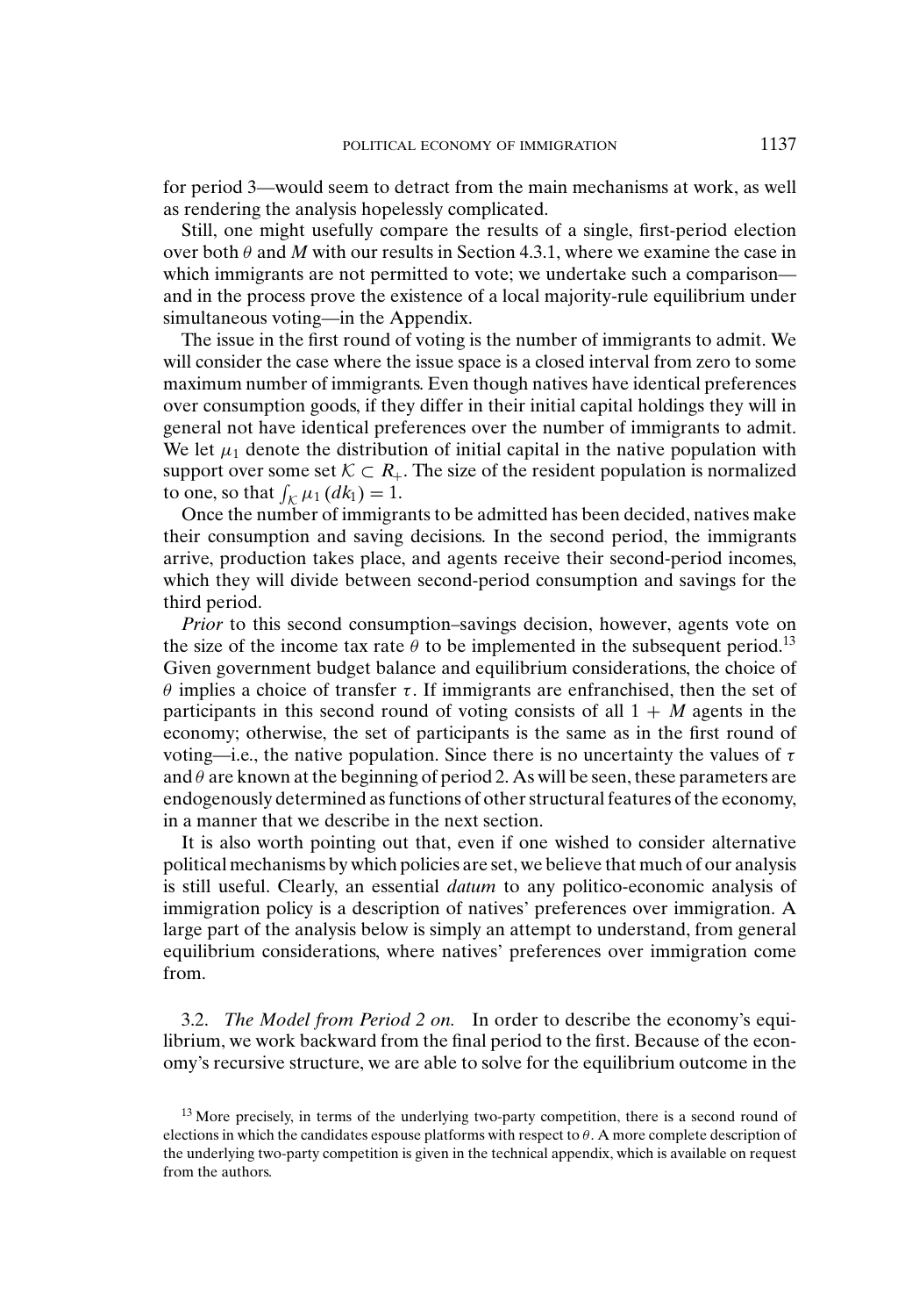for period 3—would seem to detract from the main mechanisms at work, as well as rendering the analysis hopelessly complicated.

Still, one might usefully compare the results of a single, first-period election over both $\theta$ and $M$ with our results in Section 4.3.1, where we examine the case in which immigrants are not permitted to vote; we undertake such a comparison—and in the process prove the existence of a local majority-rule equilibrium under simultaneous voting—in the Appendix.

The issue in the first round of voting is the number of immigrants to admit. We will consider the case where the issue space is a closed interval from zero to some maximum number of immigrants. Even though natives have identical preferences over consumption goods, if they differ in their initial capital holdings they will in general not have identical preferences over the number of immigrants to admit. We let $\mu_1$ denote the distribution of initial capital in the native population with support over some set $\mathcal{K} \subset R_+$. The size of the resident population is normalized to one, so that $\int_{\mathcal{K}} \mu_1(dk_1) = 1$.

Once the number of immigrants to be admitted has been decided, natives make their consumption and saving decisions. In the second period, the immigrants arrive, production takes place, and agents receive their second-period incomes, which they will divide between second-period consumption and savings for the third period.

*Prior* to this second consumption–savings decision, however, agents vote on the size of the income tax rate $\theta$ to be implemented in the subsequent period.[13] Given government budget balance and equilibrium considerations, the choice of $\theta$ implies a choice of transfer $\tau$. If immigrants are enfranchised, then the set of participants in this second round of voting consists of all $1 + M$ agents in the economy; otherwise, the set of participants is the same as in the first round of voting—i.e., the native population. Since there is no uncertainty the values of $\tau$ and $\theta$ are known at the beginning of period 2. As will be seen, these parameters are endogenously determined as functions of other structural features of the economy, in a manner that we describe in the next section.

It is also worth pointing out that, even if one wished to consider alternative political mechanisms by which policies are set, we believe that much of our analysis is still useful. Clearly, an essential *datum* to any politico-economic analysis of immigration policy is a description of natives' preferences over immigration. A large part of the analysis below is simply an attempt to understand, from general equilibrium considerations, where natives' preferences over immigration come from.

3.2. *The Model from Period 2 on.* In order to describe the economy's equilibrium, we work backward from the final period to the first. Because of the economy's recursive structure, we are able to solve for the equilibrium outcome in the

[13] More precisely, in terms of the underlying two-party competition, there is a second round of elections in which the candidates espouse platforms with respect to $\theta$. A more complete description of the underlying two-party competition is given in the technical appendix, which is available on request from the authors.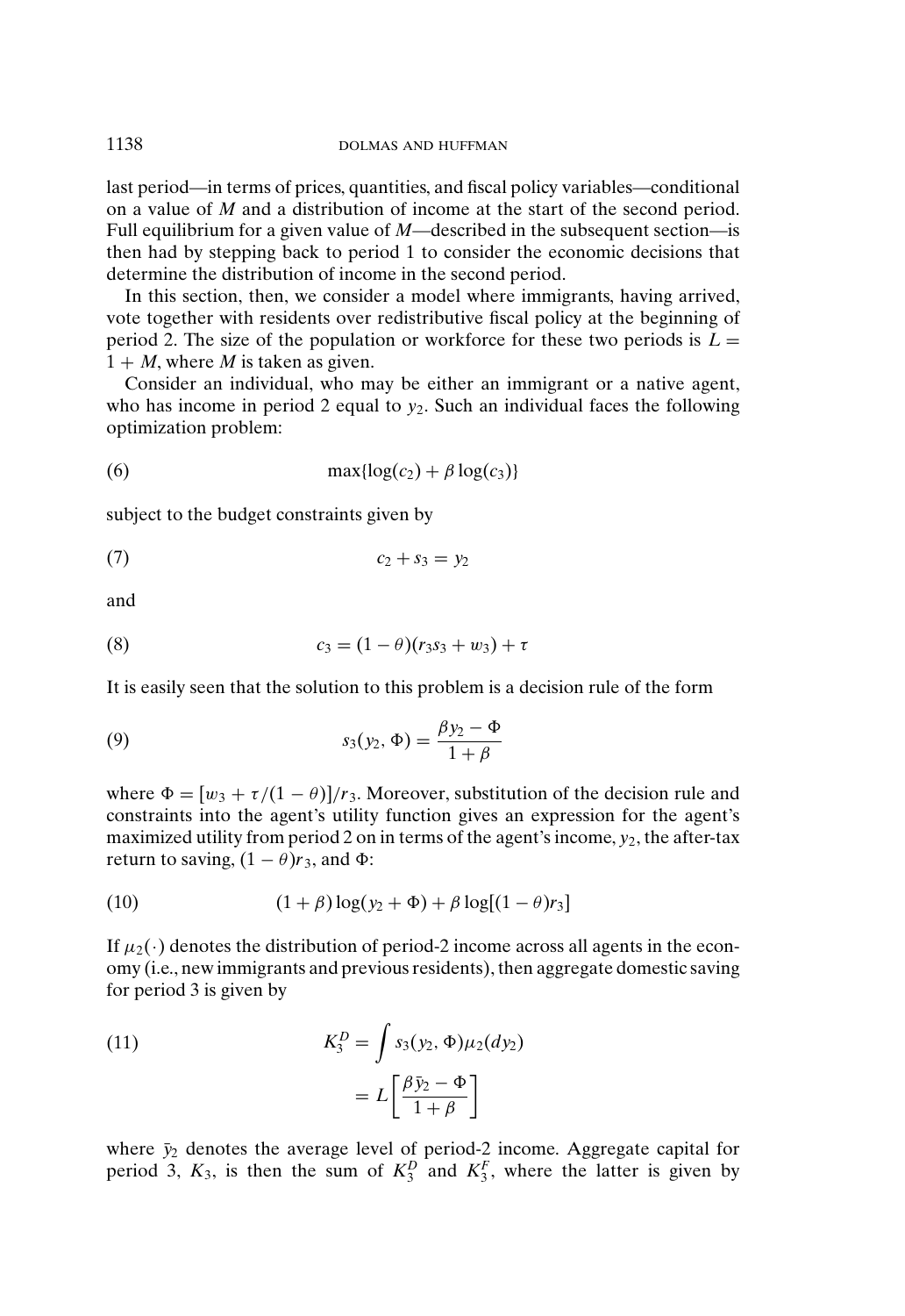last period—in terms of prices, quantities, and fiscal policy variables—conditional on a value of $M$ and a distribution of income at the start of the second period. Full equilibrium for a given value of $M$—described in the subsequent section—is then had by stepping back to period 1 to consider the economic decisions that determine the distribution of income in the second period.

In this section, then, we consider a model where immigrants, having arrived, vote together with residents over redistributive fiscal policy at the beginning of period 2. The size of the population or workforce for these two periods is $L = 1 + M$, where $M$ is taken as given.

Consider an individual, who may be either an immigrant or a native agent, who has income in period 2 equal to $y_2$. Such an individual faces the following optimization problem:

$$\max\{\log(c_2) + \beta \log(c_3)\} \tag{6}$$

subject to the budget constraints given by

$$c_2 + s_3 = y_2 \tag{7}$$

and

$$c_3 = (1 - \theta)(r_3 s_3 + w_3) + \tau \tag{8}$$

It is easily seen that the solution to this problem is a decision rule of the form

$$s_3(y_2, \Phi) = \frac{\beta y_2 - \Phi}{1 + \beta} \tag{9}$$

where $\Phi = [w_3 + \tau/(1 - \theta)]/r_3$. Moreover, substitution of the decision rule and constraints into the agent's utility function gives an expression for the agent's maximized utility from period 2 on in terms of the agent's income, $y_2$, the after-tax return to saving, $(1 - \theta)r_3$, and $\Phi$:

$$(1 + \beta)\log(y_2 + \Phi) + \beta \log[(1 - \theta)r_3] \tag{10}$$

If $\mu_2(\cdot)$ denotes the distribution of period-2 income across all agents in the economy (i.e., new immigrants and previous residents), then aggregate domestic saving for period 3 is given by

$$\begin{aligned} K_3^D &= \int s_3(y_2, \Phi)\mu_2(dy_2) \\ &= L\left[\frac{\beta \bar{y}_2 - \Phi}{1 + \beta}\right] \end{aligned} \tag{11}$$

where $\bar{y}_2$ denotes the average level of period-2 income. Aggregate capital for period 3, $K_3$, is then the sum of $K_3^D$ and $K_3^F$, where the latter is given by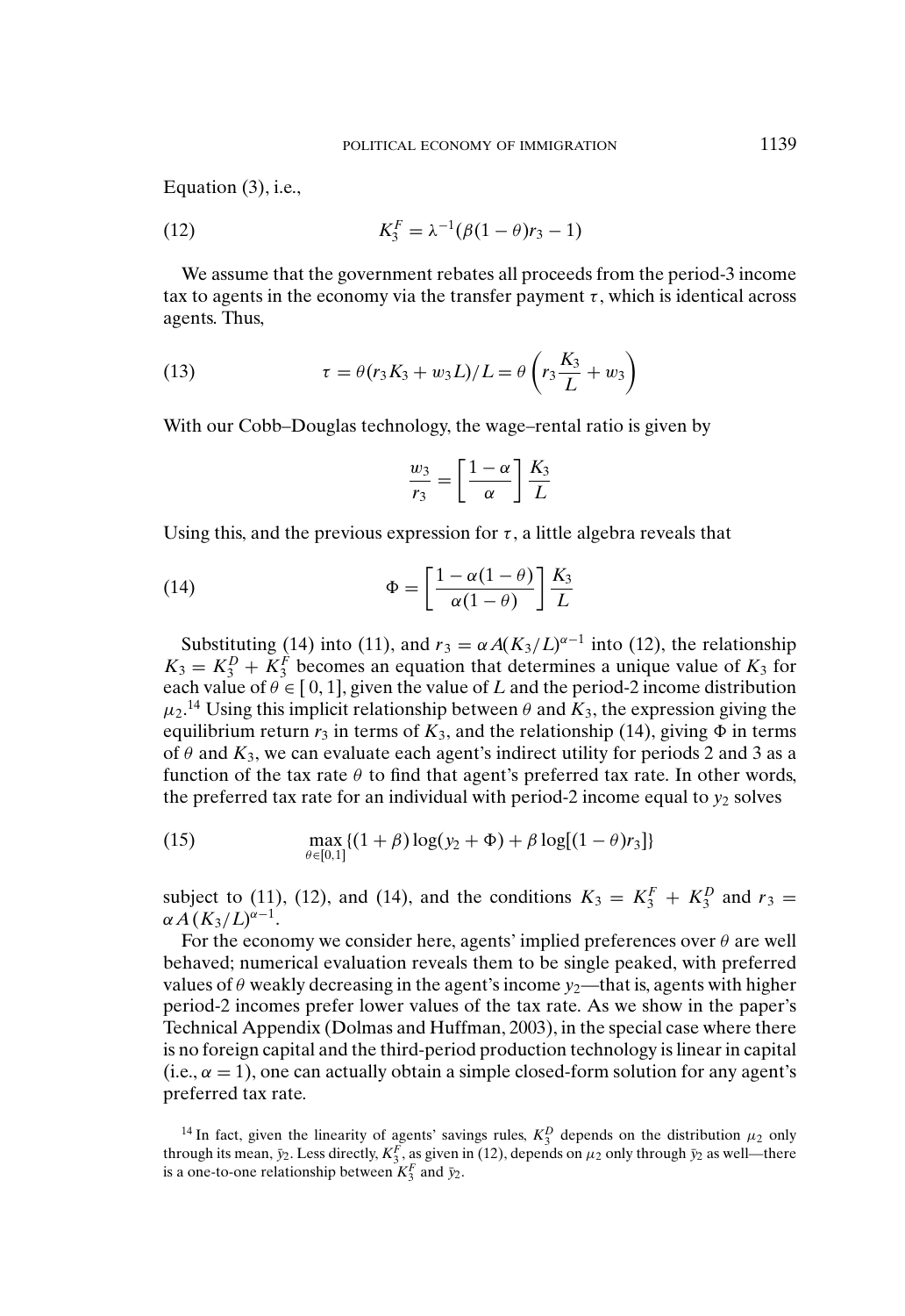Equation (3), i.e.,

$$K_3^F = \lambda^{-1}(\beta(1-\theta)r_3 - 1) \tag{12}$$

We assume that the government rebates all proceeds from the period-3 income tax to agents in the economy via the transfer payment $\tau$, which is identical across agents. Thus,

$$\tau = \theta(r_3 K_3 + w_3 L)/L = \theta\left(r_3 \frac{K_3}{L} + w_3\right) \tag{13}$$

With our Cobb–Douglas technology, the wage–rental ratio is given by

$$\frac{w_3}{r_3} = \left[\frac{1-\alpha}{\alpha}\right]\frac{K_3}{L}$$

Using this, and the previous expression for $\tau$, a little algebra reveals that

$$\Phi = \left[\frac{1-\alpha(1-\theta)}{\alpha(1-\theta)}\right]\frac{K_3}{L} \tag{14}$$

Substituting (14) into (11), and $r_3 = \alpha A(K_3/L)^{\alpha-1}$ into (12), the relationship $K_3 = K_3^D + K_3^F$ becomes an equation that determines a unique value of $K_3$ for each value of $\theta \in [0, 1]$, given the value of $L$ and the period-2 income distribution $\mu_2$.[14] Using this implicit relationship between $\theta$ and $K_3$, the expression giving the equilibrium return $r_3$ in terms of $K_3$, and the relationship (14), giving $\Phi$ in terms of $\theta$ and $K_3$, we can evaluate each agent's indirect utility for periods 2 and 3 as a function of the tax rate $\theta$ to find that agent's preferred tax rate. In other words, the preferred tax rate for an individual with period-2 income equal to $y_2$ solves

$$\max_{\theta \in [0,1]} \{(1+\beta)\log(y_2 + \Phi) + \beta \log[(1-\theta)r_3]\} \tag{15}$$

subject to (11), (12), and (14), and the conditions $K_3 = K_3^F + K_3^D$ and $r_3 = \alpha A(K_3/L)^{\alpha-1}$.

For the economy we consider here, agents' implied preferences over $\theta$ are well behaved; numerical evaluation reveals them to be single peaked, with preferred values of $\theta$ weakly decreasing in the agent's income $y_2$—that is, agents with higher period-2 incomes prefer lower values of the tax rate. As we show in the paper's Technical Appendix (Dolmas and Huffman, 2003), in the special case where there is no foreign capital and the third-period production technology is linear in capital (i.e., $\alpha = 1$), one can actually obtain a simple closed-form solution for any agent's preferred tax rate.

[14] In fact, given the linearity of agents' savings rules, $K_3^D$ depends on the distribution $\mu_2$ only through its mean, $\bar{y}_2$. Less directly, $K_3^F$, as given in (12), depends on $\mu_2$ only through $\bar{y}_2$ as well—there is a one-to-one relationship between $K_3^F$ and $\bar{y}_2$.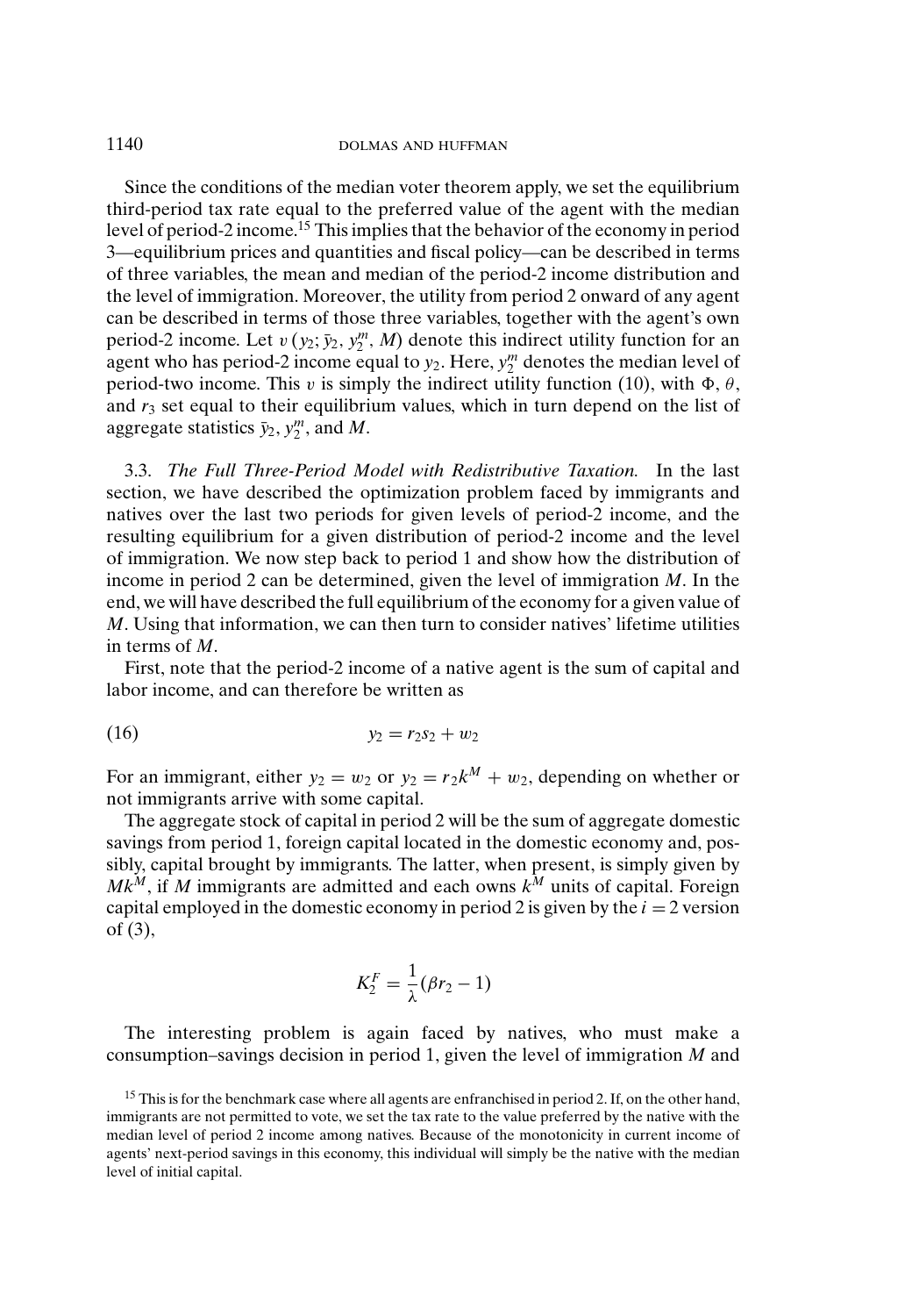Since the conditions of the median voter theorem apply, we set the equilibrium third-period tax rate equal to the preferred value of the agent with the median level of period-2 income.[15] This implies that the behavior of the economy in period 3—equilibrium prices and quantities and fiscal policy—can be described in terms of three variables, the mean and median of the period-2 income distribution and the level of immigration. Moreover, the utility from period 2 onward of any agent can be described in terms of those three variables, together with the agent's own period-2 income. Let $v\,(y_2; \bar{y}_2, y_2^m, M)$ denote this indirect utility function for an agent who has period-2 income equal to $y_2$. Here, $y_2^m$ denotes the median level of period-two income. This $v$ is simply the indirect utility function (10), with $\Phi$, $\theta$, and $r_3$ set equal to their equilibrium values, which in turn depend on the list of aggregate statistics $\bar{y}_2$, $y_2^m$, and $M$.

### 3.3. *The Full Three-Period Model with Redistributive Taxation.*

In the last section, we have described the optimization problem faced by immigrants and natives over the last two periods for given levels of period-2 income, and the resulting equilibrium for a given distribution of period-2 income and the level of immigration. We now step back to period 1 and show how the distribution of income in period 2 can be determined, given the level of immigration $M$. In the end, we will have described the full equilibrium of the economy for a given value of $M$. Using that information, we can then turn to consider natives' lifetime utilities in terms of $M$.

First, note that the period-2 income of a native agent is the sum of capital and labor income, and can therefore be written as

$$y_2 = r_2 s_2 + w_2 \tag{16}$$

For an immigrant, either $y_2 = w_2$ or $y_2 = r_2 k^M + w_2$, depending on whether or not immigrants arrive with some capital.

The aggregate stock of capital in period 2 will be the sum of aggregate domestic savings from period 1, foreign capital located in the domestic economy and, possibly, capital brought by immigrants. The latter, when present, is simply given by $Mk^M$, if $M$ immigrants are admitted and each owns $k^M$ units of capital. Foreign capital employed in the domestic economy in period 2 is given by the $i = 2$ version of (3),

$$K_2^F = \frac{1}{\lambda}(\beta r_2 - 1)$$

The interesting problem is again faced by natives, who must make a consumption–savings decision in period 1, given the level of immigration $M$ and

[15] This is for the benchmark case where all agents are enfranchised in period 2. If, on the other hand, immigrants are not permitted to vote, we set the tax rate to the value preferred by the native with the median level of period 2 income among natives. Because of the monotonicity in current income of agents' next-period savings in this economy, this individual will simply be the native with the median level of initial capital.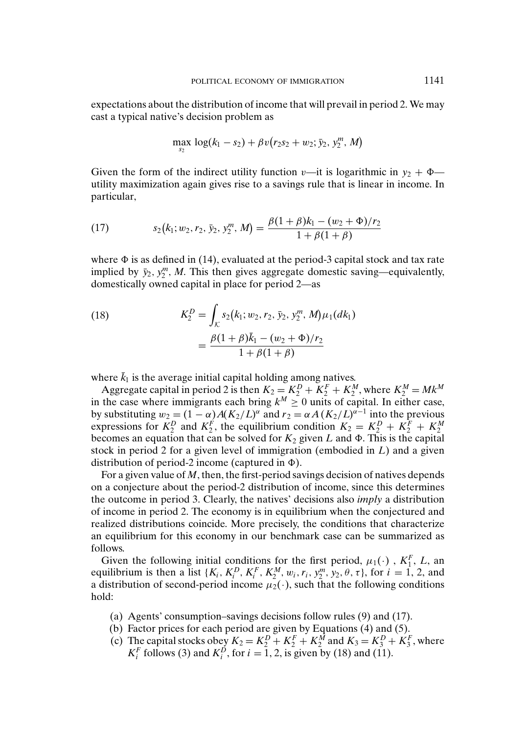expectations about the distribution of income that will prevail in period 2. We may cast a typical native's decision problem as

$$\max_{s_2} \log(k_1 - s_2) + \beta v\big(r_2 s_2 + w_2; \bar{y}_2, y_2^m, M\big)$$

Given the form of the indirect utility function $v$—it is logarithmic in $y_2 + \Phi$—utility maximization again gives rise to a savings rule that is linear in income. In particular,

$$s_2\big(k_1; w_2, r_2, \bar{y}_2, y_2^m, M\big) = \frac{\beta(1+\beta)k_1 - (w_2 + \Phi)/r_2}{1 + \beta(1+\beta)} \tag{17}$$

where $\Phi$ is as defined in (14), evaluated at the period-3 capital stock and tax rate implied by $\bar{y}_2$, $y_2^m$, $M$. This then gives aggregate domestic saving—equivalently, domestically owned capital in place for period 2—as

$$\begin{aligned} K_2^D &= \int_{\mathcal{K}} s_2\big(k_1; w_2, r_2, \bar{y}_2, y_2^m, M\big)\mu_1(dk_1) \\ &= \frac{\beta(1+\beta)\bar{k}_1 - (w_2 + \Phi)/r_2}{1 + \beta(1+\beta)} \end{aligned} \tag{18}$$

where $\bar{k}_1$ is the average initial capital holding among natives.

Aggregate capital in period 2 is then $K_2 = K_2^D + K_2^F + K_2^M$, where $K_2^M = Mk^M$ in the case where immigrants each bring $k^M \geq 0$ units of capital. In either case, by substituting $w_2 = (1-\alpha)A(K_2/L)^\alpha$ and $r_2 = \alpha A\,(K_2/L)^{\alpha-1}$ into the previous expressions for $K_2^D$ and $K_2^F$, the equilibrium condition $K_2 = K_2^D + K_2^F + K_2^M$ becomes an equation that can be solved for $K_2$ given $L$ and $\Phi$. This is the capital stock in period 2 for a given level of immigration (embodied in $L$) and a given distribution of period-2 income (captured in $\Phi$).

For a given value of $M$, then, the first-period savings decision of natives depends on a conjecture about the period-2 distribution of income, since this determines the outcome in period 3. Clearly, the natives' decisions also *imply* a distribution of income in period 2. The economy is in equilibrium when the conjectured and realized distributions coincide. More precisely, the conditions that characterize an equilibrium for this economy in our benchmark case can be summarized as follows.

Given the following initial conditions for the first period, $\mu_1(\cdot)$ , $K_1^F$, $L$, an equilibrium is then a list $\{K_i, K_i^D, K_i^F, K_2^M, w_i, r_i, y_2^m, y_2, \theta, \tau\}$, for $i = 1, 2$, and a distribution of second-period income $\mu_2(\cdot)$, such that the following conditions hold:

(a) Agents' consumption–savings decisions follow rules (9) and (17).
(b) Factor prices for each period are given by Equations (4) and (5).
(c) The capital stocks obey $K_2 = K_2^D + K_2^F + K_2^M$ and $K_3 = K_3^D + K_3^F$, where $K_i^F$ follows (3) and $K_i^D$, for $i = 1, 2$, is given by (18) and (11).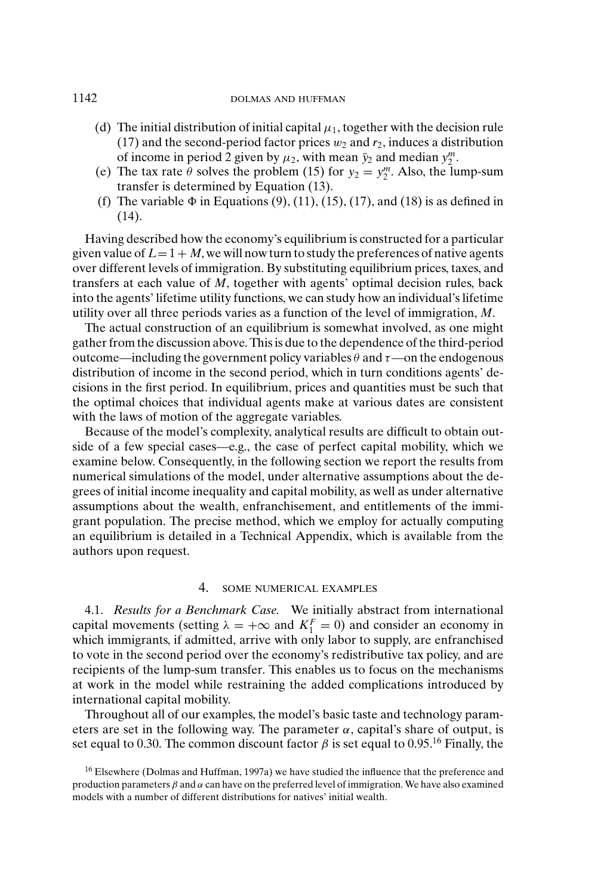(d) The initial distribution of initial capital $\mu_1$, together with the decision rule (17) and the second-period factor prices $w_2$ and $r_2$, induces a distribution of income in period 2 given by $\mu_2$, with mean $\bar{y}_2$ and median $y_2^m$.

(e) The tax rate $\theta$ solves the problem (15) for $y_2 = y_2^m$. Also, the lump-sum transfer is determined by Equation (13).

(f) The variable $\Phi$ in Equations (9), (11), (15), (17), and (18) is as defined in (14).

Having described how the economy's equilibrium is constructed for a particular given value of $L = 1 + M$, we will now turn to study the preferences of native agents over different levels of immigration. By substituting equilibrium prices, taxes, and transfers at each value of $M$, together with agents' optimal decision rules, back into the agents' lifetime utility functions, we can study how an individual's lifetime utility over all three periods varies as a function of the level of immigration, $M$.

The actual construction of an equilibrium is somewhat involved, as one might gather from the discussion above. This is due to the dependence of the third-period outcome—including the government policy variables $\theta$ and $\tau$—on the endogenous distribution of income in the second period, which in turn conditions agents' decisions in the first period. In equilibrium, prices and quantities must be such that the optimal choices that individual agents make at various dates are consistent with the laws of motion of the aggregate variables.

Because of the model's complexity, analytical results are difficult to obtain outside of a few special cases—e.g., the case of perfect capital mobility, which we examine below. Consequently, in the following section we report the results from numerical simulations of the model, under alternative assumptions about the degrees of initial income inequality and capital mobility, as well as under alternative assumptions about the wealth, enfranchisement, and entitlements of the immigrant population. The precise method, which we employ for actually computing an equilibrium is detailed in a Technical Appendix, which is available from the authors upon request.

## 4. SOME NUMERICAL EXAMPLES

4.1. *Results for a Benchmark Case.* We initially abstract from international capital movements (setting $\lambda = +\infty$ and $K_1^F = 0$) and consider an economy in which immigrants, if admitted, arrive with only labor to supply, are enfranchised to vote in the second period over the economy's redistributive tax policy, and are recipients of the lump-sum transfer. This enables us to focus on the mechanisms at work in the model while restraining the added complications introduced by international capital mobility.

Throughout all of our examples, the model's basic taste and technology parameters are set in the following way. The parameter $\alpha$, capital's share of output, is set equal to 0.30. The common discount factor $\beta$ is set equal to 0.95.[16] Finally, the

[16] Elsewhere (Dolmas and Huffman, 1997a) we have studied the influence that the preference and production parameters $\beta$ and $\alpha$ can have on the preferred level of immigration. We have also examined models with a number of different distributions for natives' initial wealth.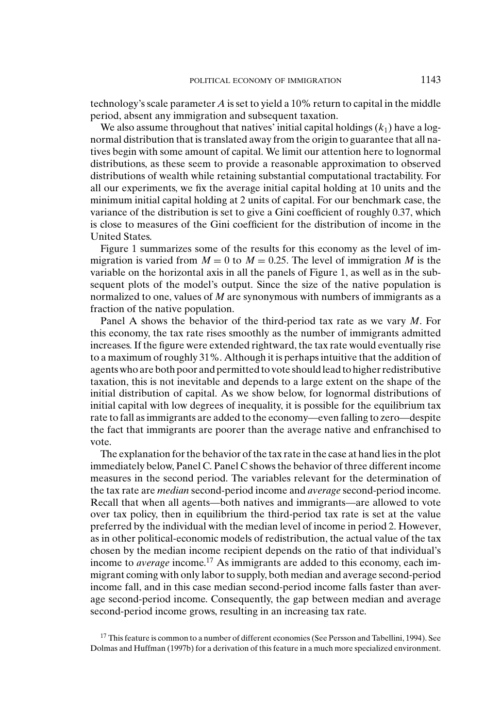technology's scale parameter $A$ is set to yield a 10% return to capital in the middle period, absent any immigration and subsequent taxation.

We also assume throughout that natives' initial capital holdings ($k_1$) have a lognormal distribution that is translated away from the origin to guarantee that all natives begin with some amount of capital. We limit our attention here to lognormal distributions, as these seem to provide a reasonable approximation to observed distributions of wealth while retaining substantial computational tractability. For all our experiments, we fix the average initial capital holding at 10 units and the minimum initial capital holding at 2 units of capital. For our benchmark case, the variance of the distribution is set to give a Gini coefficient of roughly 0.37, which is close to measures of the Gini coefficient for the distribution of income in the United States.

Figure 1 summarizes some of the results for this economy as the level of immigration is varied from $M = 0$ to $M = 0.25$. The level of immigration $M$ is the variable on the horizontal axis in all the panels of Figure 1, as well as in the subsequent plots of the model's output. Since the size of the native population is normalized to one, values of $M$ are synonymous with numbers of immigrants as a fraction of the native population.

Panel A shows the behavior of the third-period tax rate as we vary $M$. For this economy, the tax rate rises smoothly as the number of immigrants admitted increases. If the figure were extended rightward, the tax rate would eventually rise to a maximum of roughly 31%. Although it is perhaps intuitive that the addition of agents who are both poor and permitted to vote should lead to higher redistributive taxation, this is not inevitable and depends to a large extent on the shape of the initial distribution of capital. As we show below, for lognormal distributions of initial capital with low degrees of inequality, it is possible for the equilibrium tax rate to fall as immigrants are added to the economy—even falling to zero—despite the fact that immigrants are poorer than the average native and enfranchised to vote.

The explanation for the behavior of the tax rate in the case at hand lies in the plot immediately below, Panel C. Panel C shows the behavior of three different income measures in the second period. The variables relevant for the determination of the tax rate are *median* second-period income and *average* second-period income. Recall that when all agents—both natives and immigrants—are allowed to vote over tax policy, then in equilibrium the third-period tax rate is set at the value preferred by the individual with the median level of income in period 2. However, as in other political-economic models of redistribution, the actual value of the tax chosen by the median income recipient depends on the ratio of that individual's income to *average* income.[17] As immigrants are added to this economy, each immigrant coming with only labor to supply, both median and average second-period income fall, and in this case median second-period income falls faster than average second-period income. Consequently, the gap between median and average second-period income grows, resulting in an increasing tax rate.

[17] This feature is common to a number of different economies (See Persson and Tabellini, 1994). See Dolmas and Huffman (1997b) for a derivation of this feature in a much more specialized environment.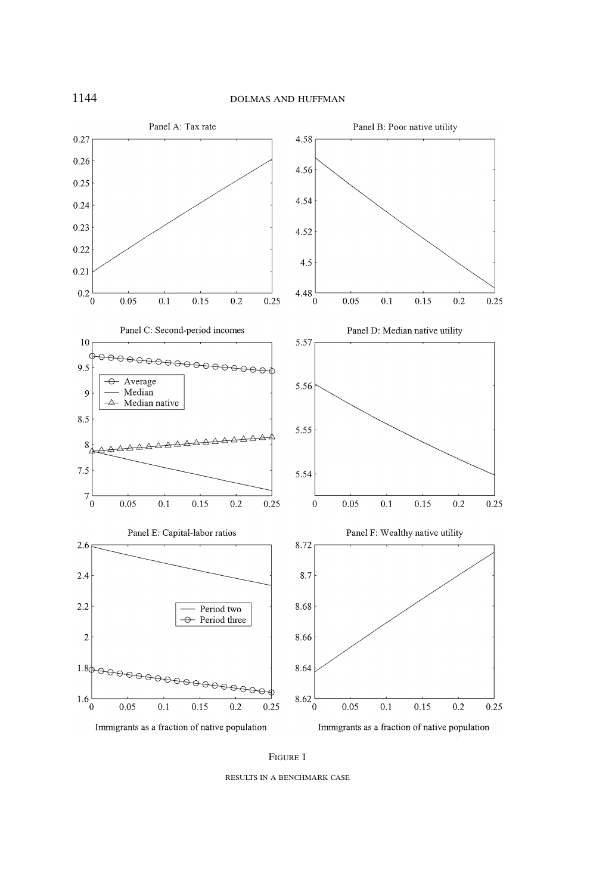FIGURE 1

RESULTS IN A BENCHMARK CASE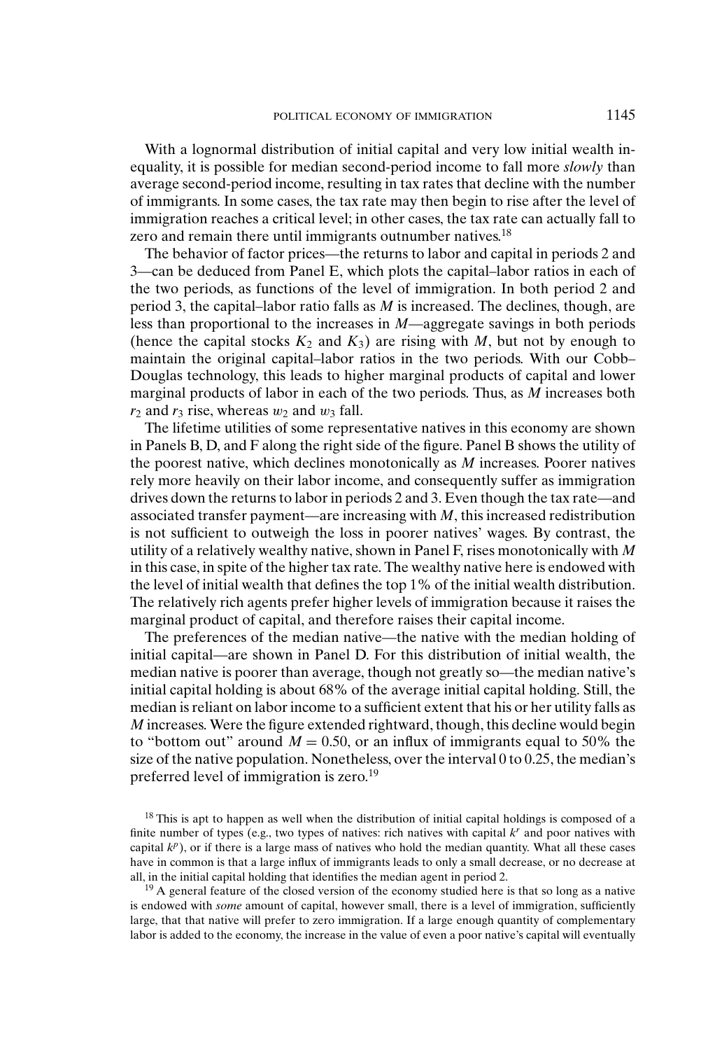With a lognormal distribution of initial capital and very low initial wealth inequality, it is possible for median second-period income to fall more *slowly* than average second-period income, resulting in tax rates that decline with the number of immigrants. In some cases, the tax rate may then begin to rise after the level of immigration reaches a critical level; in other cases, the tax rate can actually fall to zero and remain there until immigrants outnumber natives.[18]

The behavior of factor prices—the returns to labor and capital in periods 2 and 3—can be deduced from Panel E, which plots the capital–labor ratios in each of the two periods, as functions of the level of immigration. In both period 2 and period 3, the capital–labor ratio falls as $M$ is increased. The declines, though, are less than proportional to the increases in $M$—aggregate savings in both periods (hence the capital stocks $K_2$ and $K_3$) are rising with $M$, but not by enough to maintain the original capital–labor ratios in the two periods. With our Cobb–Douglas technology, this leads to higher marginal products of capital and lower marginal products of labor in each of the two periods. Thus, as $M$ increases both $r_2$ and $r_3$ rise, whereas $w_2$ and $w_3$ fall.

The lifetime utilities of some representative natives in this economy are shown in Panels B, D, and F along the right side of the figure. Panel B shows the utility of the poorest native, which declines monotonically as $M$ increases. Poorer natives rely more heavily on their labor income, and consequently suffer as immigration drives down the returns to labor in periods 2 and 3. Even though the tax rate—and associated transfer payment—are increasing with $M$, this increased redistribution is not sufficient to outweigh the loss in poorer natives' wages. By contrast, the utility of a relatively wealthy native, shown in Panel F, rises monotonically with $M$ in this case, in spite of the higher tax rate. The wealthy native here is endowed with the level of initial wealth that defines the top 1% of the initial wealth distribution. The relatively rich agents prefer higher levels of immigration because it raises the marginal product of capital, and therefore raises their capital income.

The preferences of the median native—the native with the median holding of initial capital—are shown in Panel D. For this distribution of initial wealth, the median native is poorer than average, though not greatly so—the median native's initial capital holding is about 68% of the average initial capital holding. Still, the median is reliant on labor income to a sufficient extent that his or her utility falls as $M$ increases. Were the figure extended rightward, though, this decline would begin to "bottom out" around $M = 0.50$, or an influx of immigrants equal to 50% the size of the native population. Nonetheless, over the interval 0 to 0.25, the median's preferred level of immigration is zero.[19]

[18] This is apt to happen as well when the distribution of initial capital holdings is composed of a finite number of types (e.g., two types of natives: rich natives with capital $k^r$ and poor natives with capital $k^p$), or if there is a large mass of natives who hold the median quantity. What all these cases have in common is that a large influx of immigrants leads to only a small decrease, or no decrease at all, in the initial capital holding that identifies the median agent in period 2.

[19] A general feature of the closed version of the economy studied here is that so long as a native is endowed with *some* amount of capital, however small, there is a level of immigration, sufficiently large, that that native will prefer to zero immigration. If a large enough quantity of complementary labor is added to the economy, the increase in the value of even a poor native's capital will eventually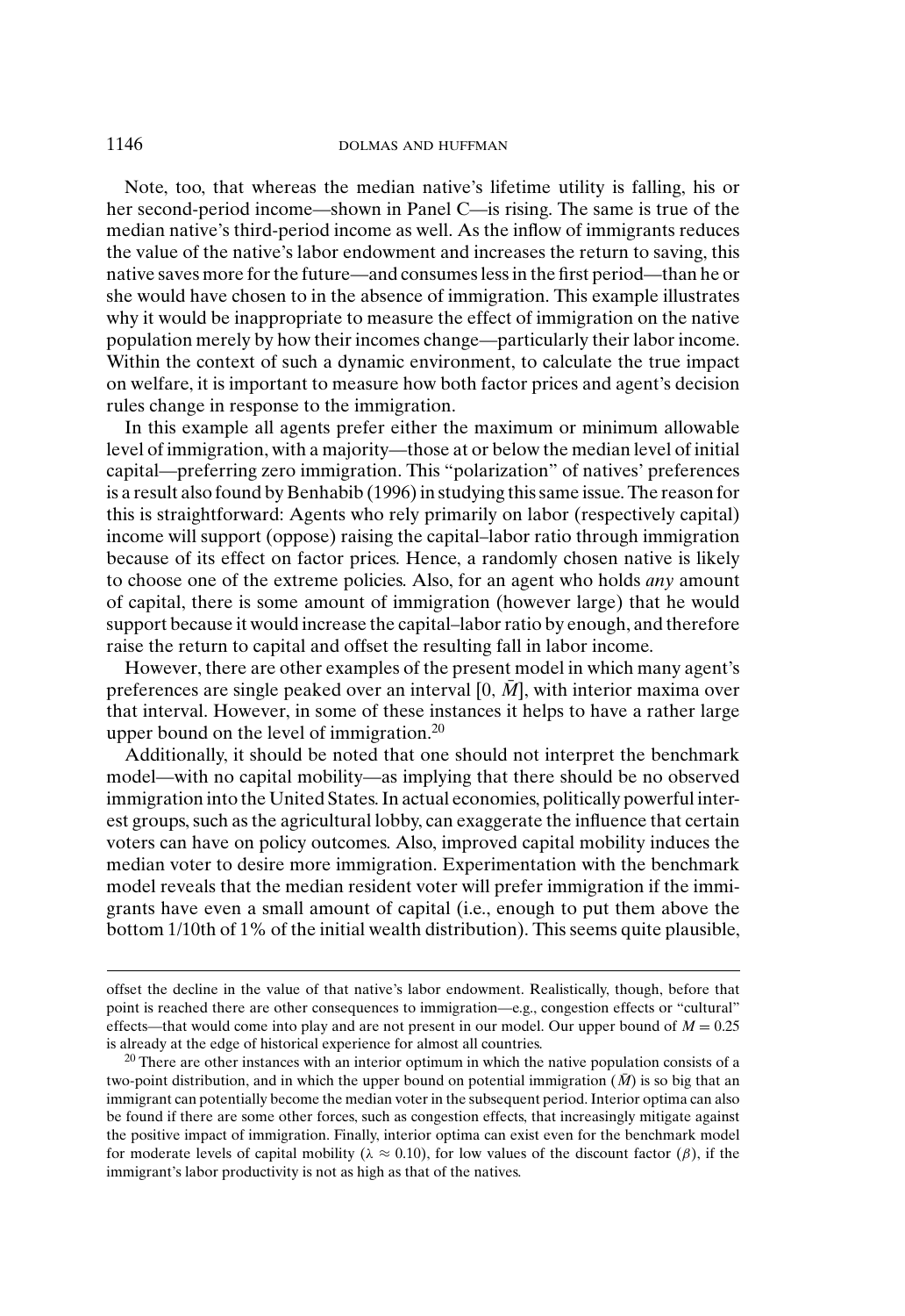Note, too, that whereas the median native's lifetime utility is falling, his or her second-period income—shown in Panel C—is rising. The same is true of the median native's third-period income as well. As the inflow of immigrants reduces the value of the native's labor endowment and increases the return to saving, this native saves more for the future—and consumes less in the first period—than he or she would have chosen to in the absence of immigration. This example illustrates why it would be inappropriate to measure the effect of immigration on the native population merely by how their incomes change—particularly their labor income. Within the context of such a dynamic environment, to calculate the true impact on welfare, it is important to measure how both factor prices and agent's decision rules change in response to the immigration.

In this example all agents prefer either the maximum or minimum allowable level of immigration, with a majority—those at or below the median level of initial capital—preferring zero immigration. This "polarization" of natives' preferences is a result also found by Benhabib (1996) in studying this same issue. The reason for this is straightforward: Agents who rely primarily on labor (respectively capital) income will support (oppose) raising the capital–labor ratio through immigration because of its effect on factor prices. Hence, a randomly chosen native is likely to choose one of the extreme policies. Also, for an agent who holds *any* amount of capital, there is some amount of immigration (however large) that he would support because it would increase the capital–labor ratio by enough, and therefore raise the return to capital and offset the resulting fall in labor income.

However, there are other examples of the present model in which many agent's preferences are single peaked over an interval $[0, \bar{M}]$, with interior maxima over that interval. However, in some of these instances it helps to have a rather large upper bound on the level of immigration.[20]

Additionally, it should be noted that one should not interpret the benchmark model—with no capital mobility—as implying that there should be no observed immigration into the United States. In actual economies, politically powerful interest groups, such as the agricultural lobby, can exaggerate the influence that certain voters can have on policy outcomes. Also, improved capital mobility induces the median voter to desire more immigration. Experimentation with the benchmark model reveals that the median resident voter will prefer immigration if the immigrants have even a small amount of capital (i.e., enough to put them above the bottom 1/10th of 1% of the initial wealth distribution). This seems quite plausible,

---

offset the decline in the value of that native's labor endowment. Realistically, though, before that point is reached there are other consequences to immigration—e.g., congestion effects or "cultural" effects—that would come into play and are not present in our model. Our upper bound of $M = 0.25$ is already at the edge of historical experience for almost all countries.

[20] There are other instances with an interior optimum in which the native population consists of a two-point distribution, and in which the upper bound on potential immigration ($\bar{M}$) is so big that an immigrant can potentially become the median voter in the subsequent period. Interior optima can also be found if there are some other forces, such as congestion effects, that increasingly mitigate against the positive impact of immigration. Finally, interior optima can exist even for the benchmark model for moderate levels of capital mobility ($\lambda \approx 0.10$), for low values of the discount factor ($\beta$), if the immigrant's labor productivity is not as high as that of the natives.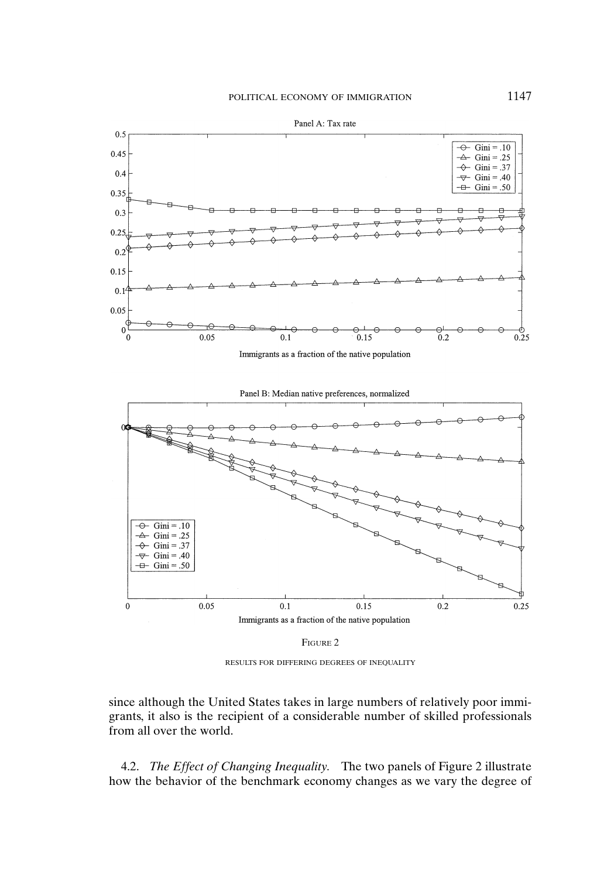FIGURE 2

RESULTS FOR DIFFERING DEGREES OF INEQUALITY

since although the United States takes in large numbers of relatively poor immigrants, it also is the recipient of a considerable number of skilled professionals from all over the world.

4.2. *The Effect of Changing Inequality.* The two panels of Figure 2 illustrate how the behavior of the benchmark economy changes as we vary the degree of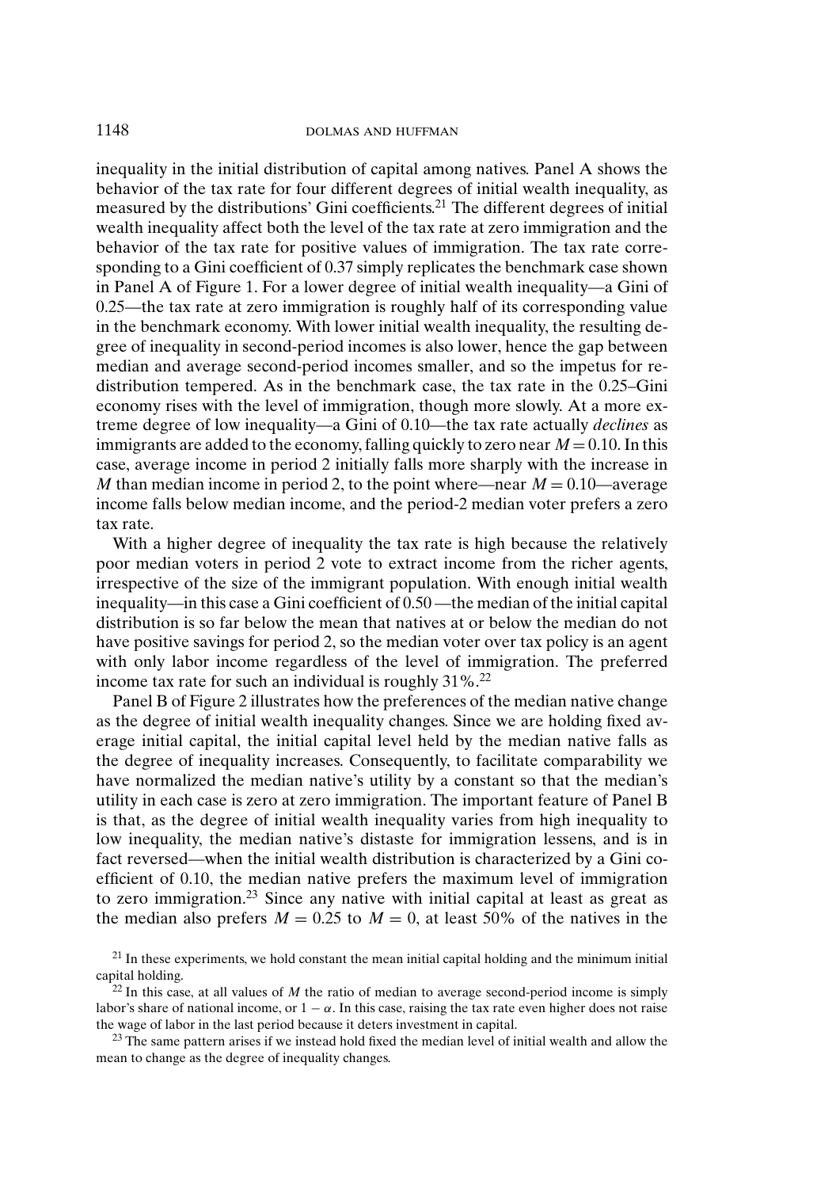inequality in the initial distribution of capital among natives. Panel A shows the behavior of the tax rate for four different degrees of initial wealth inequality, as measured by the distributions' Gini coefficients.[21] The different degrees of initial wealth inequality affect both the level of the tax rate at zero immigration and the behavior of the tax rate for positive values of immigration. The tax rate corresponding to a Gini coefficient of 0.37 simply replicates the benchmark case shown in Panel A of Figure 1. For a lower degree of initial wealth inequality—a Gini of 0.25—the tax rate at zero immigration is roughly half of its corresponding value in the benchmark economy. With lower initial wealth inequality, the resulting degree of inequality in second-period incomes is also lower, hence the gap between median and average second-period incomes smaller, and so the impetus for redistribution tempered. As in the benchmark case, the tax rate in the 0.25–Gini economy rises with the level of immigration, though more slowly. At a more extreme degree of low inequality—a Gini of 0.10—the tax rate actually *declines* as immigrants are added to the economy, falling quickly to zero near $M = 0.10$. In this case, average income in period 2 initially falls more sharply with the increase in $M$ than median income in period 2, to the point where—near $M = 0.10$—average income falls below median income, and the period-2 median voter prefers a zero tax rate.

With a higher degree of inequality the tax rate is high because the relatively poor median voters in period 2 vote to extract income from the richer agents, irrespective of the size of the immigrant population. With enough initial wealth inequality—in this case a Gini coefficient of 0.50—the median of the initial capital distribution is so far below the mean that natives at or below the median do not have positive savings for period 2, so the median voter over tax policy is an agent with only labor income regardless of the level of immigration. The preferred income tax rate for such an individual is roughly 31%.[22]

Panel B of Figure 2 illustrates how the preferences of the median native change as the degree of initial wealth inequality changes. Since we are holding fixed average initial capital, the initial capital level held by the median native falls as the degree of inequality increases. Consequently, to facilitate comparability we have normalized the median native's utility by a constant so that the median's utility in each case is zero at zero immigration. The important feature of Panel B is that, as the degree of initial wealth inequality varies from high inequality to low inequality, the median native's distaste for immigration lessens, and is in fact reversed—when the initial wealth distribution is characterized by a Gini coefficient of 0.10, the median native prefers the maximum level of immigration to zero immigration.[23] Since any native with initial capital at least as great as the median also prefers $M = 0.25$ to $M = 0$, at least 50% of the natives in the

[21] In these experiments, we hold constant the mean initial capital holding and the minimum initial capital holding.

[22] In this case, at all values of $M$ the ratio of median to average second-period income is simply labor's share of national income, or $1 - \alpha$. In this case, raising the tax rate even higher does not raise the wage of labor in the last period because it deters investment in capital.

[23] The same pattern arises if we instead hold fixed the median level of initial wealth and allow the mean to change as the degree of inequality changes.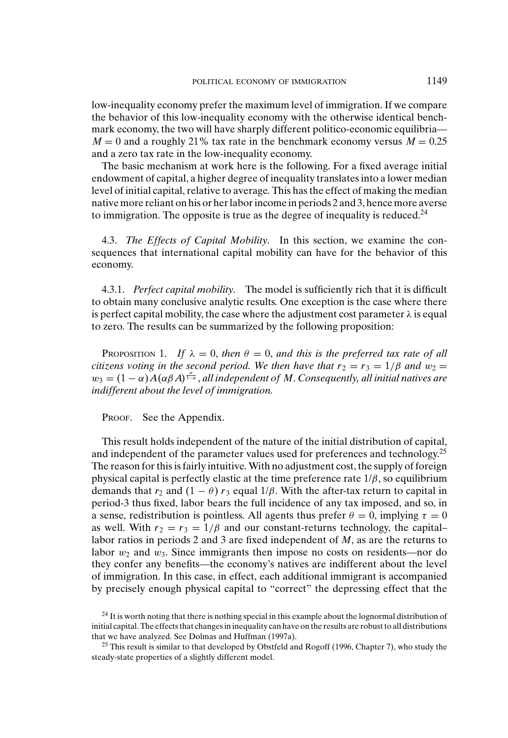low-inequality economy prefer the maximum level of immigration. If we compare the behavior of this low-inequality economy with the otherwise identical benchmark economy, the two will have sharply different politico-economic equilibria—$M = 0$ and a roughly 21% tax rate in the benchmark economy versus $M = 0.25$ and a zero tax rate in the low-inequality economy.

The basic mechanism at work here is the following. For a fixed average initial endowment of capital, a higher degree of inequality translates into a lower median level of initial capital, relative to average. This has the effect of making the median native more reliant on his or her labor income in periods 2 and 3, hence more averse to immigration. The opposite is true as the degree of inequality is reduced.[24]

4.3. *The Effects of Capital Mobility.* In this section, we examine the consequences that international capital mobility can have for the behavior of this economy.

4.3.1. *Perfect capital mobility.* The model is sufficiently rich that it is difficult to obtain many conclusive analytic results. One exception is the case where there is perfect capital mobility, the case where the adjustment cost parameter $\lambda$ is equal to zero. The results can be summarized by the following proposition:

PROPOSITION 1. *If $\lambda = 0$, then $\theta = 0$, and this is the preferred tax rate of all citizens voting in the second period. We then have that $r_2 = r_3 = 1/\beta$ and $w_2 = w_3 = (1 - \alpha)A(\alpha\beta A)^{\frac{\alpha}{1-\alpha}}$, all independent of $M$. Consequently, all initial natives are indifferent about the level of immigration.*

PROOF. See the Appendix.

This result holds independent of the nature of the initial distribution of capital, and independent of the parameter values used for preferences and technology.[25] The reason for this is fairly intuitive. With no adjustment cost, the supply of foreign physical capital is perfectly elastic at the time preference rate $1/\beta$, so equilibrium demands that $r_2$ and $(1 - \theta)\, r_3$ equal $1/\beta$. With the after-tax return to capital in period-3 thus fixed, labor bears the full incidence of any tax imposed, and so, in a sense, redistribution is pointless. All agents thus prefer $\theta = 0$, implying $\tau = 0$ as well. With $r_2 = r_3 = 1/\beta$ and our constant-returns technology, the capital–labor ratios in periods 2 and 3 are fixed independent of $M$, as are the returns to labor $w_2$ and $w_3$. Since immigrants then impose no costs on residents—nor do they confer any benefits—the economy's natives are indifferent about the level of immigration. In this case, in effect, each additional immigrant is accompanied by precisely enough physical capital to "correct" the depressing effect that the

[24] It is worth noting that there is nothing special in this example about the lognormal distribution of initial capital. The effects that changes in inequality can have on the results are robust to all distributions that we have analyzed. See Dolmas and Huffman (1997a).

[25] This result is similar to that developed by Obstfeld and Rogoff (1996, Chapter 7), who study the steady-state properties of a slightly different model.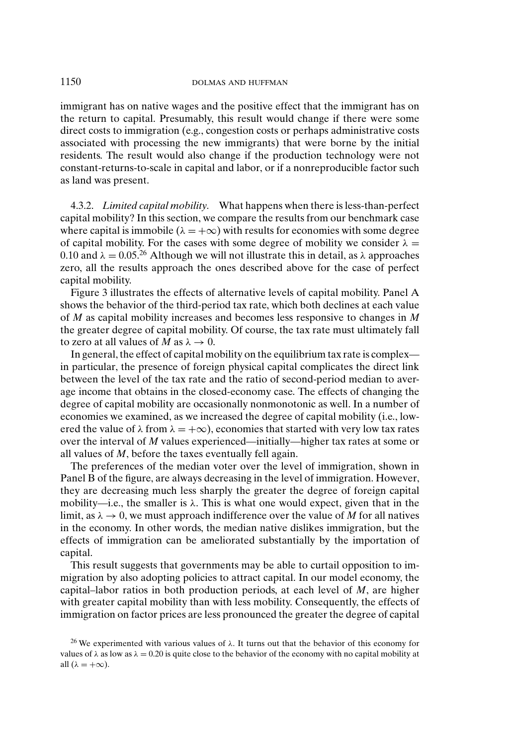immigrant has on native wages and the positive effect that the immigrant has on the return to capital. Presumably, this result would change if there were some direct costs to immigration (e.g., congestion costs or perhaps administrative costs associated with processing the new immigrants) that were borne by the initial residents. The result would also change if the production technology were not constant-returns-to-scale in capital and labor, or if a nonreproducible factor such as land was present.

4.3.2. *Limited capital mobility*. What happens when there is less-than-perfect capital mobility? In this section, we compare the results from our benchmark case where capital is immobile ($\lambda = +\infty$) with results for economies with some degree of capital mobility. For the cases with some degree of mobility we consider $\lambda = 0.10$ and $\lambda = 0.05$.[26] Although we will not illustrate this in detail, as $\lambda$ approaches zero, all the results approach the ones described above for the case of perfect capital mobility.

Figure 3 illustrates the effects of alternative levels of capital mobility. Panel A shows the behavior of the third-period tax rate, which both declines at each value of $M$ as capital mobility increases and becomes less responsive to changes in $M$ the greater degree of capital mobility. Of course, the tax rate must ultimately fall to zero at all values of $M$ as $\lambda \to 0$.

In general, the effect of capital mobility on the equilibrium tax rate is complex—in particular, the presence of foreign physical capital complicates the direct link between the level of the tax rate and the ratio of second-period median to average income that obtains in the closed-economy case. The effects of changing the degree of capital mobility are occasionally nonmonotonic as well. In a number of economies we examined, as we increased the degree of capital mobility (i.e., lowered the value of $\lambda$ from $\lambda = +\infty$), economies that started with very low tax rates over the interval of $M$ values experienced—initially—higher tax rates at some or all values of $M$, before the taxes eventually fell again.

The preferences of the median voter over the level of immigration, shown in Panel B of the figure, are always decreasing in the level of immigration. However, they are decreasing much less sharply the greater the degree of foreign capital mobility—i.e., the smaller is $\lambda$. This is what one would expect, given that in the limit, as $\lambda \to 0$, we must approach indifference over the value of $M$ for all natives in the economy. In other words, the median native dislikes immigration, but the effects of immigration can be ameliorated substantially by the importation of capital.

This result suggests that governments may be able to curtail opposition to immigration by also adopting policies to attract capital. In our model economy, the capital–labor ratios in both production periods, at each level of $M$, are higher with greater capital mobility than with less mobility. Consequently, the effects of immigration on factor prices are less pronounced the greater the degree of capital

[26] We experimented with various values of $\lambda$. It turns out that the behavior of this economy for values of $\lambda$ as low as $\lambda = 0.20$ is quite close to the behavior of the economy with no capital mobility at all ($\lambda = +\infty$).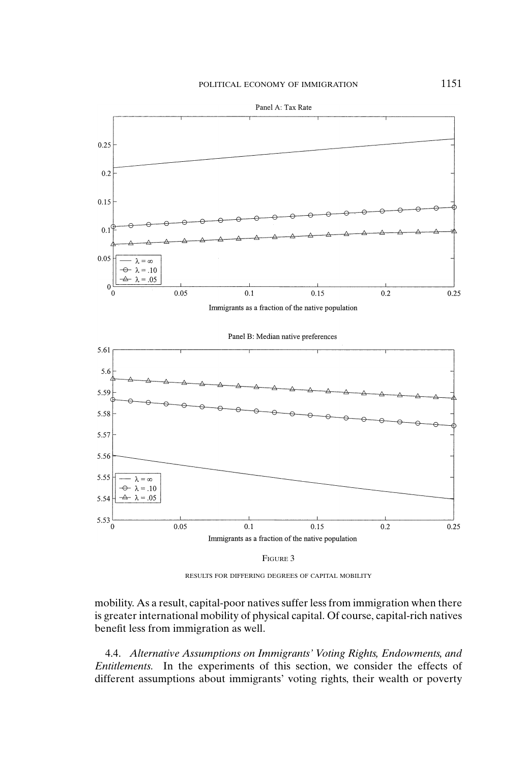FIGURE 3

RESULTS FOR DIFFERING DEGREES OF CAPITAL MOBILITY

mobility. As a result, capital-poor natives suffer less from immigration when there is greater international mobility of physical capital. Of course, capital-rich natives benefit less from immigration as well.

### 4.4. *Alternative Assumptions on Immigrants' Voting Rights, Endowments, and Entitlements.*

In the experiments of this section, we consider the effects of different assumptions about immigrants' voting rights, their wealth or poverty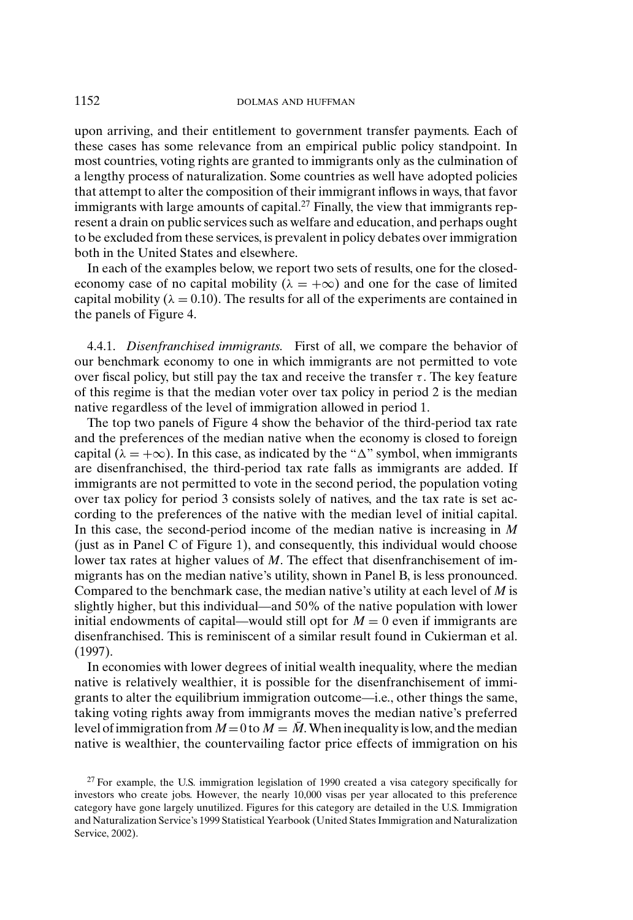upon arriving, and their entitlement to government transfer payments. Each of these cases has some relevance from an empirical public policy standpoint. In most countries, voting rights are granted to immigrants only as the culmination of a lengthy process of naturalization. Some countries as well have adopted policies that attempt to alter the composition of their immigrant inflows in ways, that favor immigrants with large amounts of capital.[27] Finally, the view that immigrants represent a drain on public services such as welfare and education, and perhaps ought to be excluded from these services, is prevalent in policy debates over immigration both in the United States and elsewhere.

In each of the examples below, we report two sets of results, one for the closed-economy case of no capital mobility ($\lambda = +\infty$) and one for the case of limited capital mobility ($\lambda = 0.10$). The results for all of the experiments are contained in the panels of Figure 4.

4.4.1. *Disenfranchised immigrants.* First of all, we compare the behavior of our benchmark economy to one in which immigrants are not permitted to vote over fiscal policy, but still pay the tax and receive the transfer $\tau$. The key feature of this regime is that the median voter over tax policy in period 2 is the median native regardless of the level of immigration allowed in period 1.

The top two panels of Figure 4 show the behavior of the third-period tax rate and the preferences of the median native when the economy is closed to foreign capital ($\lambda = +\infty$). In this case, as indicated by the "$\Delta$" symbol, when immigrants are disenfranchised, the third-period tax rate falls as immigrants are added. If immigrants are not permitted to vote in the second period, the population voting over tax policy for period 3 consists solely of natives, and the tax rate is set according to the preferences of the native with the median level of initial capital. In this case, the second-period income of the median native is increasing in $M$ (just as in Panel C of Figure 1), and consequently, this individual would choose lower tax rates at higher values of $M$. The effect that disenfranchisement of immigrants has on the median native's utility, shown in Panel B, is less pronounced. Compared to the benchmark case, the median native's utility at each level of $M$ is slightly higher, but this individual—and 50% of the native population with lower initial endowments of capital—would still opt for $M = 0$ even if immigrants are disenfranchised. This is reminiscent of a similar result found in Cukierman et al. (1997).

In economies with lower degrees of initial wealth inequality, where the median native is relatively wealthier, it is possible for the disenfranchisement of immigrants to alter the equilibrium immigration outcome—i.e., other things the same, taking voting rights away from immigrants moves the median native's preferred level of immigration from $M = 0$ to $M = \bar{M}$. When inequality is low, and the median native is wealthier, the countervailing factor price effects of immigration on his

[27] For example, the U.S. immigration legislation of 1990 created a visa category specifically for investors who create jobs. However, the nearly 10,000 visas per year allocated to this preference category have gone largely unutilized. Figures for this category are detailed in the U.S. Immigration and Naturalization Service's 1999 Statistical Yearbook (United States Immigration and Naturalization Service, 2002).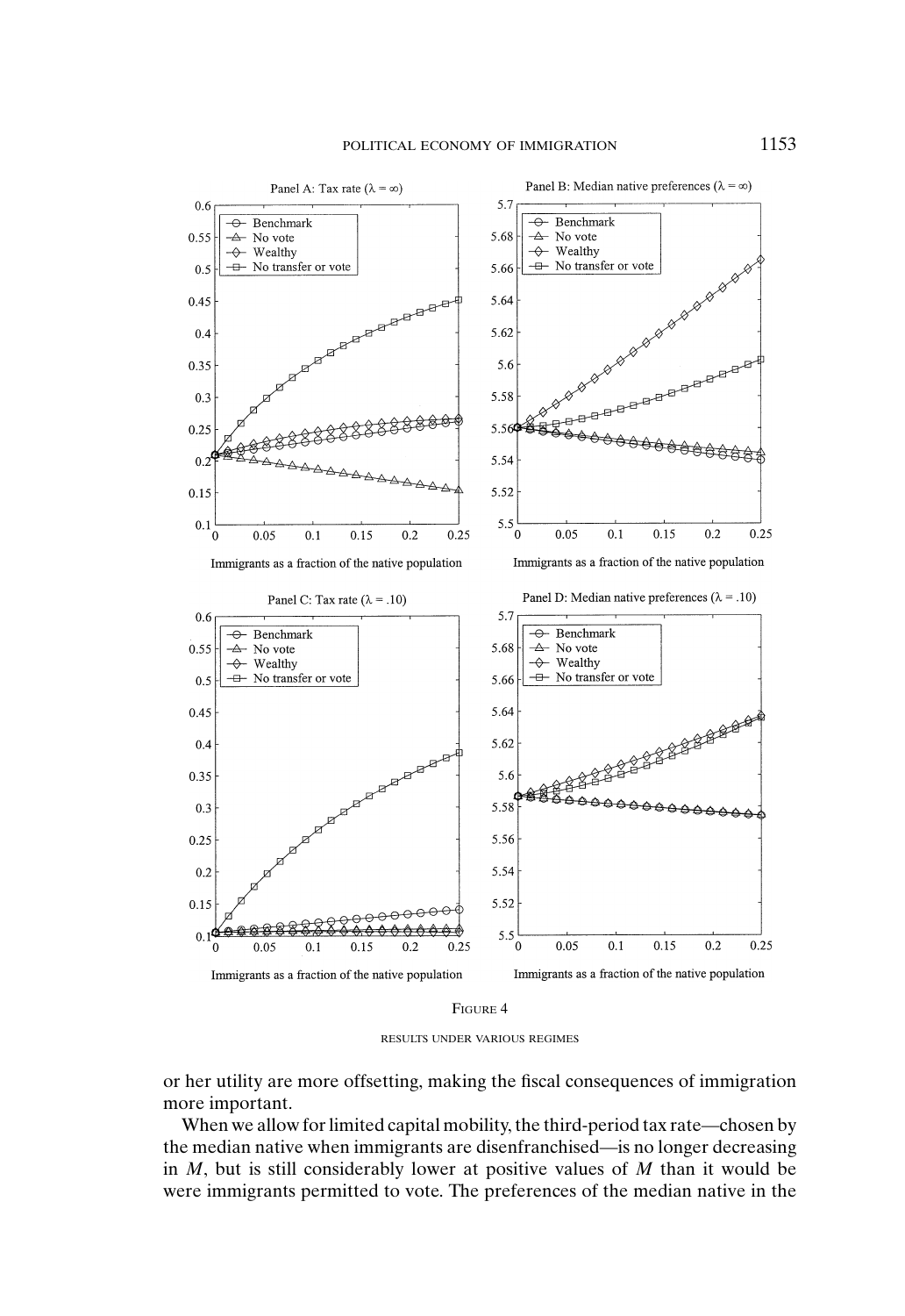FIGURE 4

RESULTS UNDER VARIOUS REGIMES

or her utility are more offsetting, making the fiscal consequences of immigration more important.

When we allow for limited capital mobility, the third-period tax rate—chosen by the median native when immigrants are disenfranchised—is no longer decreasing in $M$, but is still considerably lower at positive values of $M$ than it would be were immigrants permitted to vote. The preferences of the median native in the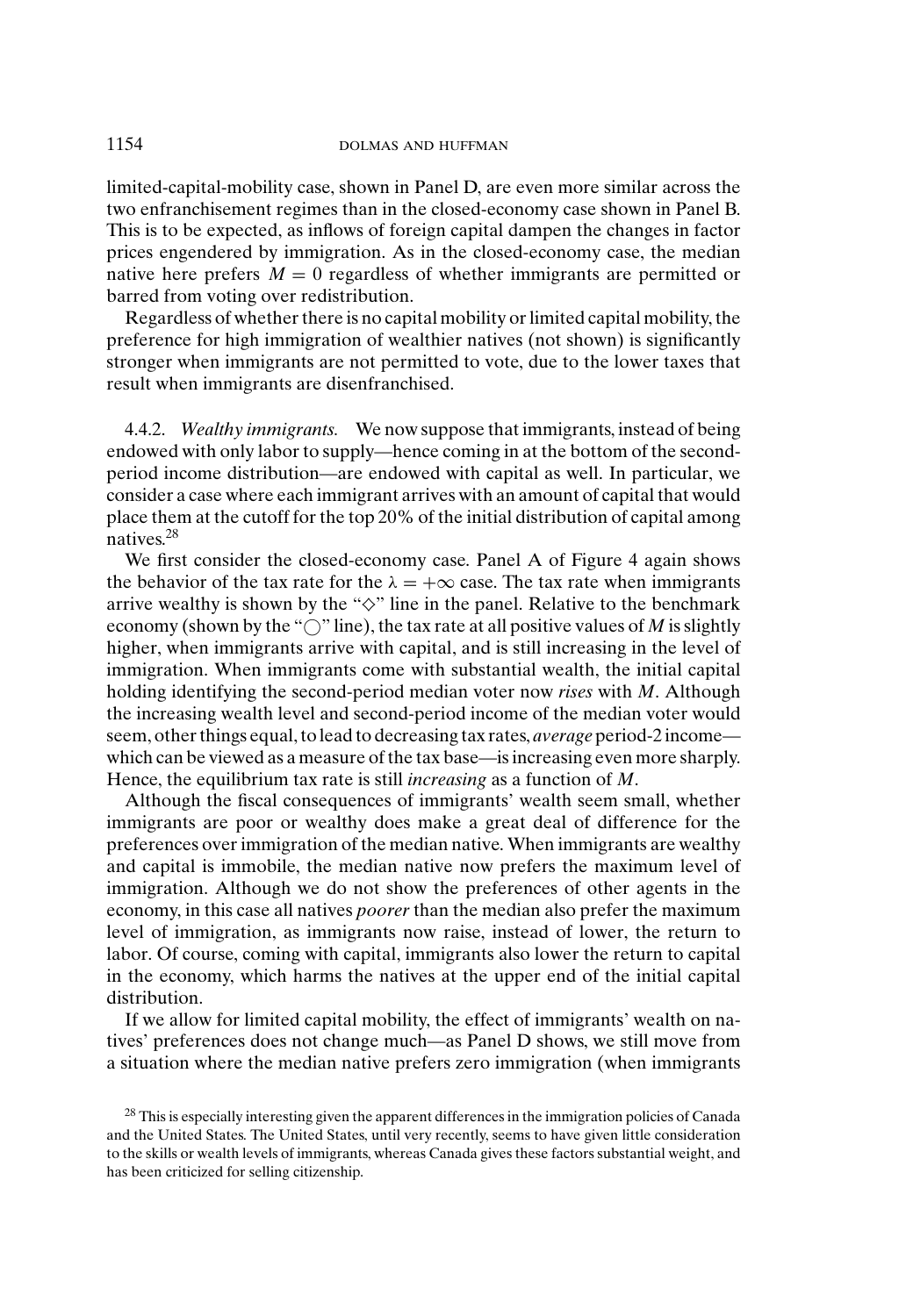limited-capital-mobility case, shown in Panel D, are even more similar across the two enfranchisement regimes than in the closed-economy case shown in Panel B. This is to be expected, as inflows of foreign capital dampen the changes in factor prices engendered by immigration. As in the closed-economy case, the median native here prefers $M = 0$ regardless of whether immigrants are permitted or barred from voting over redistribution.

Regardless of whether there is no capital mobility or limited capital mobility, the preference for high immigration of wealthier natives (not shown) is significantly stronger when immigrants are not permitted to vote, due to the lower taxes that result when immigrants are disenfranchised.

4.4.2. *Wealthy immigrants.* We now suppose that immigrants, instead of being endowed with only labor to supply—hence coming in at the bottom of the second-period income distribution—are endowed with capital as well. In particular, we consider a case where each immigrant arrives with an amount of capital that would place them at the cutoff for the top 20% of the initial distribution of capital among natives.[28]

We first consider the closed-economy case. Panel A of Figure 4 again shows the behavior of the tax rate for the $\lambda = +\infty$ case. The tax rate when immigrants arrive wealthy is shown by the "$\diamond$" line in the panel. Relative to the benchmark economy (shown by the "$\bigcirc$" line), the tax rate at all positive values of $M$ is slightly higher, when immigrants arrive with capital, and is still increasing in the level of immigration. When immigrants come with substantial wealth, the initial capital holding identifying the second-period median voter now *rises* with $M$. Although the increasing wealth level and second-period income of the median voter would seem, other things equal, to lead to decreasing tax rates, *average* period-2 income—which can be viewed as a measure of the tax base—is increasing even more sharply. Hence, the equilibrium tax rate is still *increasing* as a function of $M$.

Although the fiscal consequences of immigrants' wealth seem small, whether immigrants are poor or wealthy does make a great deal of difference for the preferences over immigration of the median native. When immigrants are wealthy and capital is immobile, the median native now prefers the maximum level of immigration. Although we do not show the preferences of other agents in the economy, in this case all natives *poorer* than the median also prefer the maximum level of immigration, as immigrants now raise, instead of lower, the return to labor. Of course, coming with capital, immigrants also lower the return to capital in the economy, which harms the natives at the upper end of the initial capital distribution.

If we allow for limited capital mobility, the effect of immigrants' wealth on natives' preferences does not change much—as Panel D shows, we still move from a situation where the median native prefers zero immigration (when immigrants

[28] This is especially interesting given the apparent differences in the immigration policies of Canada and the United States. The United States, until very recently, seems to have given little consideration to the skills or wealth levels of immigrants, whereas Canada gives these factors substantial weight, and has been criticized for selling citizenship.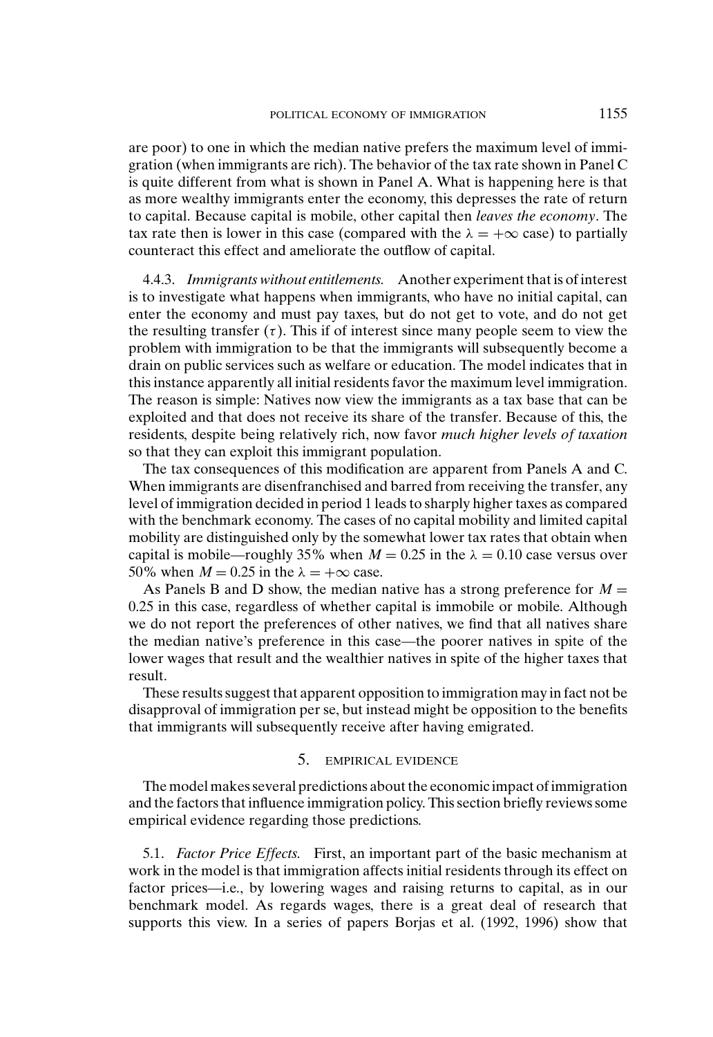are poor) to one in which the median native prefers the maximum level of immigration (when immigrants are rich). The behavior of the tax rate shown in Panel C is quite different from what is shown in Panel A. What is happening here is that as more wealthy immigrants enter the economy, this depresses the rate of return to capital. Because capital is mobile, other capital then *leaves the economy*. The tax rate then is lower in this case (compared with the $\lambda = +\infty$ case) to partially counteract this effect and ameliorate the outflow of capital.

4.4.3. *Immigrants without entitlements.* Another experiment that is of interest is to investigate what happens when immigrants, who have no initial capital, can enter the economy and must pay taxes, but do not get to vote, and do not get the resulting transfer ($\tau$). This if of interest since many people seem to view the problem with immigration to be that the immigrants will subsequently become a drain on public services such as welfare or education. The model indicates that in this instance apparently all initial residents favor the maximum level immigration. The reason is simple: Natives now view the immigrants as a tax base that can be exploited and that does not receive its share of the transfer. Because of this, the residents, despite being relatively rich, now favor *much higher levels of taxation* so that they can exploit this immigrant population.

The tax consequences of this modification are apparent from Panels A and C. When immigrants are disenfranchised and barred from receiving the transfer, any level of immigration decided in period 1 leads to sharply higher taxes as compared with the benchmark economy. The cases of no capital mobility and limited capital mobility are distinguished only by the somewhat lower tax rates that obtain when capital is mobile—roughly 35% when $M = 0.25$ in the $\lambda = 0.10$ case versus over 50% when $M = 0.25$ in the $\lambda = +\infty$ case.

As Panels B and D show, the median native has a strong preference for $M = 0.25$ in this case, regardless of whether capital is immobile or mobile. Although we do not report the preferences of other natives, we find that all natives share the median native's preference in this case—the poorer natives in spite of the lower wages that result and the wealthier natives in spite of the higher taxes that result.

These results suggest that apparent opposition to immigration may in fact not be disapproval of immigration per se, but instead might be opposition to the benefits that immigrants will subsequently receive after having emigrated.

## 5. EMPIRICAL EVIDENCE

The model makes several predictions about the economic impact of immigration and the factors that influence immigration policy. This section briefly reviews some empirical evidence regarding those predictions.

5.1. *Factor Price Effects.* First, an important part of the basic mechanism at work in the model is that immigration affects initial residents through its effect on factor prices—i.e., by lowering wages and raising returns to capital, as in our benchmark model. As regards wages, there is a great deal of research that supports this view. In a series of papers Borjas et al. (1992, 1996) show that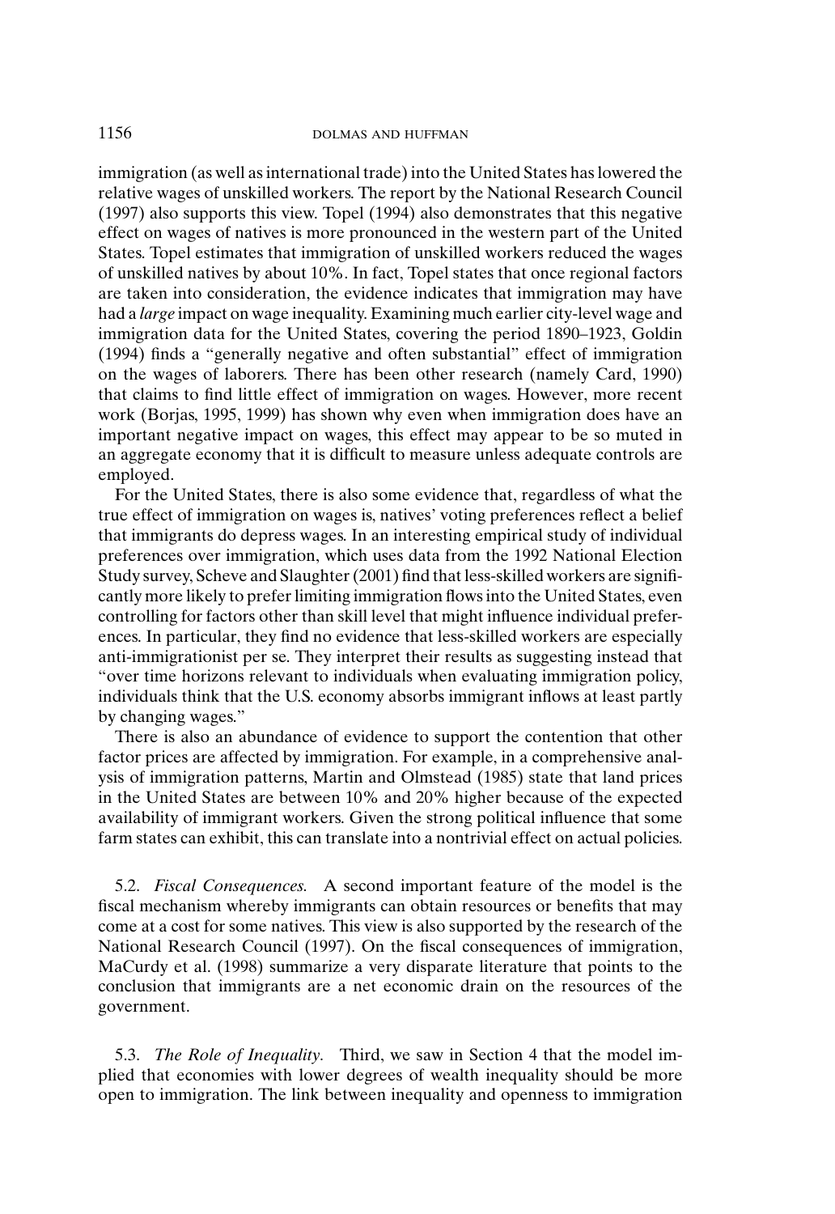immigration (as well as international trade) into the United States has lowered the relative wages of unskilled workers. The report by the National Research Council (1997) also supports this view. Topel (1994) also demonstrates that this negative effect on wages of natives is more pronounced in the western part of the United States. Topel estimates that immigration of unskilled workers reduced the wages of unskilled natives by about 10%. In fact, Topel states that once regional factors are taken into consideration, the evidence indicates that immigration may have had a *large* impact on wage inequality. Examining much earlier city-level wage and immigration data for the United States, covering the period 1890–1923, Goldin (1994) finds a "generally negative and often substantial" effect of immigration on the wages of laborers. There has been other research (namely Card, 1990) that claims to find little effect of immigration on wages. However, more recent work (Borjas, 1995, 1999) has shown why even when immigration does have an important negative impact on wages, this effect may appear to be so muted in an aggregate economy that it is difficult to measure unless adequate controls are employed.

For the United States, there is also some evidence that, regardless of what the true effect of immigration on wages is, natives' voting preferences reflect a belief that immigrants do depress wages. In an interesting empirical study of individual preferences over immigration, which uses data from the 1992 National Election Study survey, Scheve and Slaughter (2001) find that less-skilled workers are significantly more likely to prefer limiting immigration flows into the United States, even controlling for factors other than skill level that might influence individual preferences. In particular, they find no evidence that less-skilled workers are especially anti-immigrationist per se. They interpret their results as suggesting instead that "over time horizons relevant to individuals when evaluating immigration policy, individuals think that the U.S. economy absorbs immigrant inflows at least partly by changing wages."

There is also an abundance of evidence to support the contention that other factor prices are affected by immigration. For example, in a comprehensive analysis of immigration patterns, Martin and Olmstead (1985) state that land prices in the United States are between 10% and 20% higher because of the expected availability of immigrant workers. Given the strong political influence that some farm states can exhibit, this can translate into a nontrivial effect on actual policies.

5.2. *Fiscal Consequences.* A second important feature of the model is the fiscal mechanism whereby immigrants can obtain resources or benefits that may come at a cost for some natives. This view is also supported by the research of the National Research Council (1997). On the fiscal consequences of immigration, MaCurdy et al. (1998) summarize a very disparate literature that points to the conclusion that immigrants are a net economic drain on the resources of the government.

5.3. *The Role of Inequality.* Third, we saw in Section 4 that the model implied that economies with lower degrees of wealth inequality should be more open to immigration. The link between inequality and openness to immigration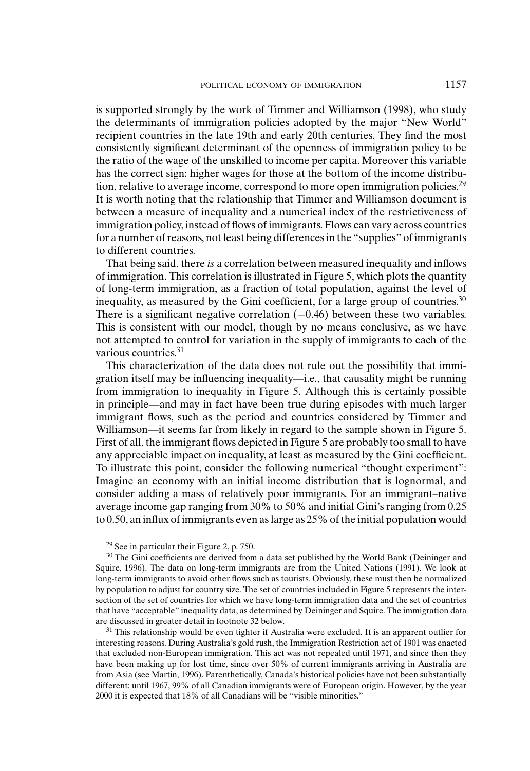is supported strongly by the work of Timmer and Williamson (1998), who study the determinants of immigration policies adopted by the major "New World" recipient countries in the late 19th and early 20th centuries. They find the most consistently significant determinant of the openness of immigration policy to be the ratio of the wage of the unskilled to income per capita. Moreover this variable has the correct sign: higher wages for those at the bottom of the income distribution, relative to average income, correspond to more open immigration policies.[29] It is worth noting that the relationship that Timmer and Williamson document is between a measure of inequality and a numerical index of the restrictiveness of immigration policy, instead of flows of immigrants. Flows can vary across countries for a number of reasons, not least being differences in the "supplies" of immigrants to different countries.

That being said, there *is* a correlation between measured inequality and inflows of immigration. This correlation is illustrated in Figure 5, which plots the quantity of long-term immigration, as a fraction of total population, against the level of inequality, as measured by the Gini coefficient, for a large group of countries.[30] There is a significant negative correlation (−0.46) between these two variables. This is consistent with our model, though by no means conclusive, as we have not attempted to control for variation in the supply of immigrants to each of the various countries.[31]

This characterization of the data does not rule out the possibility that immigration itself may be influencing inequality—i.e., that causality might be running from immigration to inequality in Figure 5. Although this is certainly possible in principle—and may in fact have been true during episodes with much larger immigrant flows, such as the period and countries considered by Timmer and Williamson—it seems far from likely in regard to the sample shown in Figure 5. First of all, the immigrant flows depicted in Figure 5 are probably too small to have any appreciable impact on inequality, at least as measured by the Gini coefficient. To illustrate this point, consider the following numerical "thought experiment": Imagine an economy with an initial income distribution that is lognormal, and consider adding a mass of relatively poor immigrants. For an immigrant–native average income gap ranging from 30% to 50% and initial Gini's ranging from 0.25 to 0.50, an influx of immigrants even as large as 25% of the initial population would

[29] See in particular their Figure 2, p. 750.

[30] The Gini coefficients are derived from a data set published by the World Bank (Deininger and Squire, 1996). The data on long-term immigrants are from the United Nations (1991). We look at long-term immigrants to avoid other flows such as tourists. Obviously, these must then be normalized by population to adjust for country size. The set of countries included in Figure 5 represents the intersection of the set of countries for which we have long-term immigration data and the set of countries that have "acceptable" inequality data, as determined by Deininger and Squire. The immigration data are discussed in greater detail in footnote 32 below.

[31] This relationship would be even tighter if Australia were excluded. It is an apparent outlier for interesting reasons. During Australia's gold rush, the Immigration Restriction act of 1901 was enacted that excluded non-European immigration. This act was not repealed until 1971, and since then they have been making up for lost time, since over 50% of current immigrants arriving in Australia are from Asia (see Martin, 1996). Parenthetically, Canada's historical policies have not been substantially different: until 1967, 99% of all Canadian immigrants were of European origin. However, by the year 2000 it is expected that 18% of all Canadians will be "visible minorities."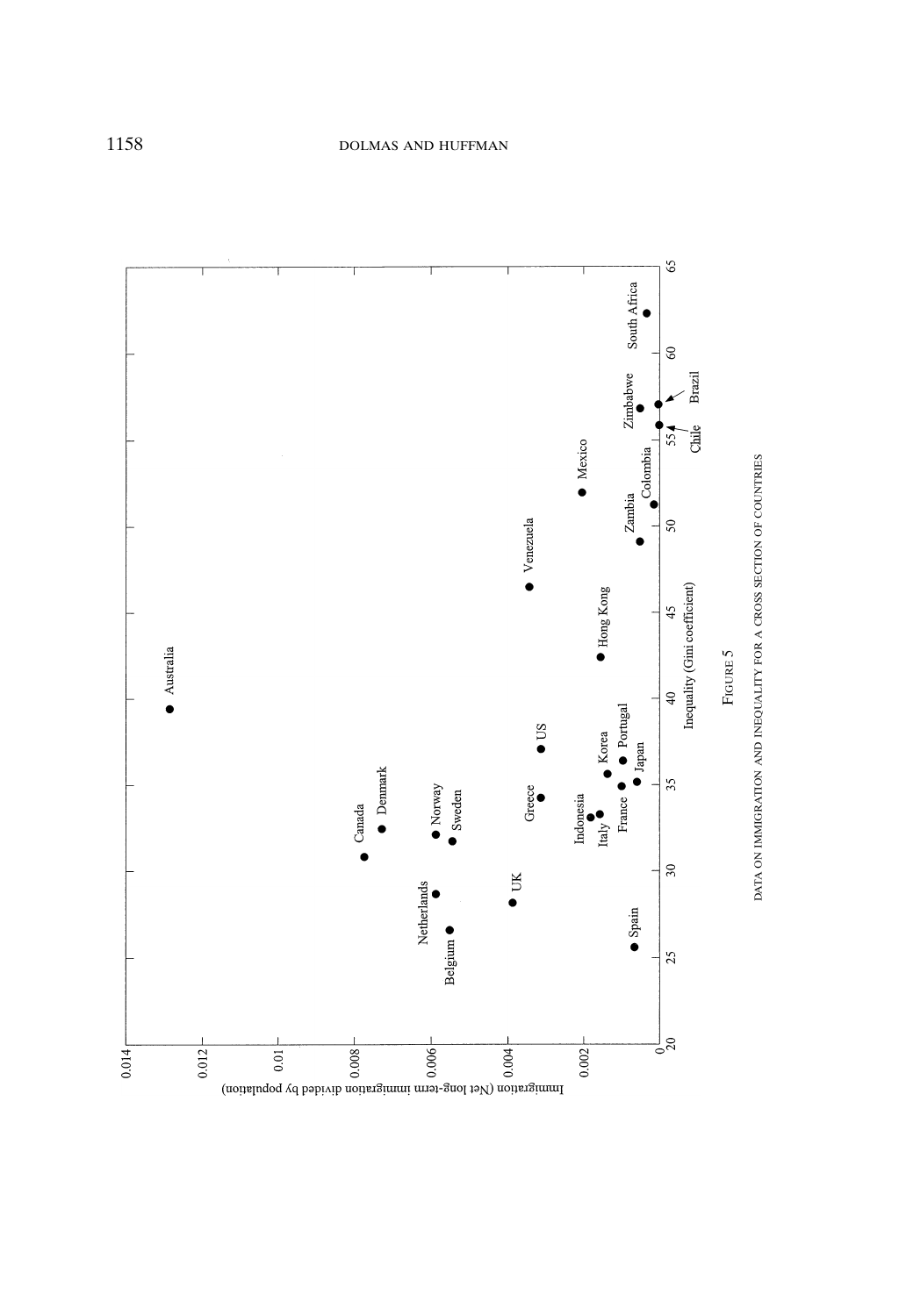Figure 5

Data on immigration and inequality for a cross section of countries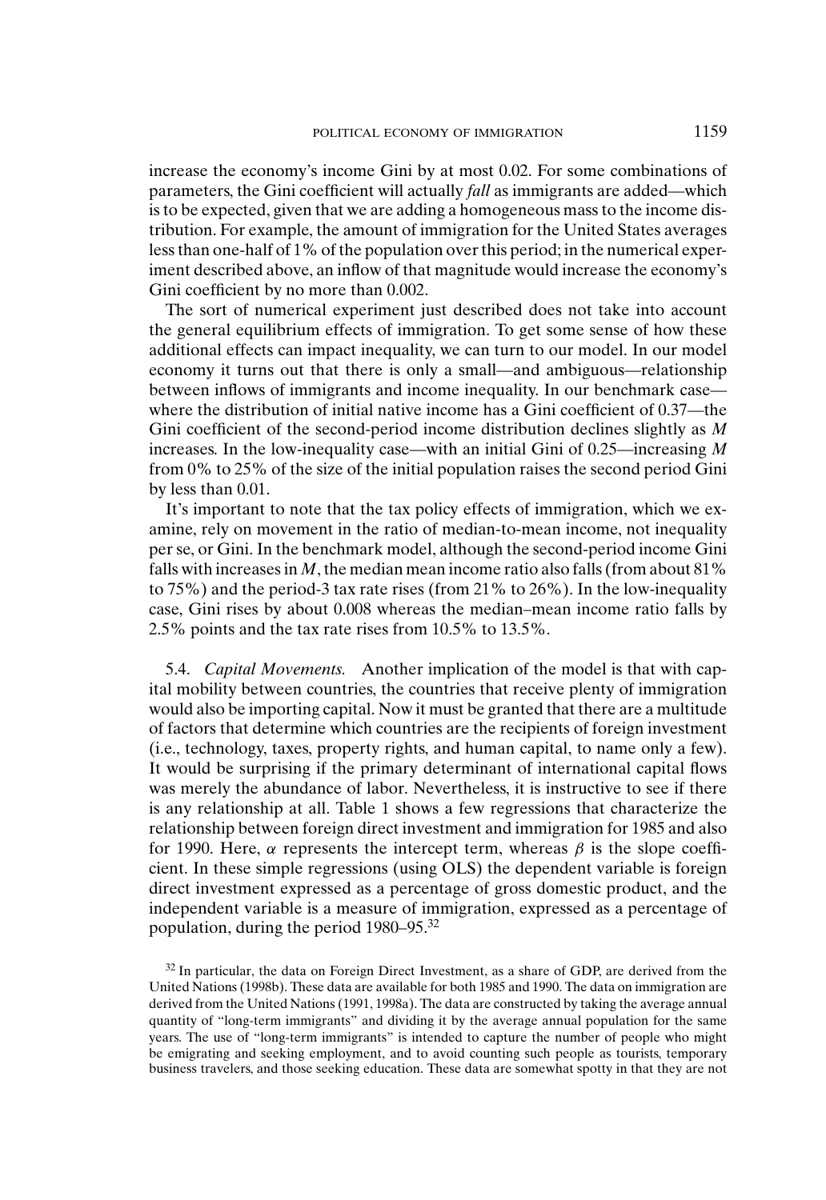increase the economy's income Gini by at most 0.02. For some combinations of parameters, the Gini coefficient will actually *fall* as immigrants are added—which is to be expected, given that we are adding a homogeneous mass to the income distribution. For example, the amount of immigration for the United States averages less than one-half of 1% of the population over this period; in the numerical experiment described above, an inflow of that magnitude would increase the economy's Gini coefficient by no more than 0.002.

The sort of numerical experiment just described does not take into account the general equilibrium effects of immigration. To get some sense of how these additional effects can impact inequality, we can turn to our model. In our model economy it turns out that there is only a small—and ambiguous—relationship between inflows of immigrants and income inequality. In our benchmark case—where the distribution of initial native income has a Gini coefficient of 0.37—the Gini coefficient of the second-period income distribution declines slightly as $M$ increases. In the low-inequality case—with an initial Gini of 0.25—increasing $M$ from 0% to 25% of the size of the initial population raises the second period Gini by less than 0.01.

It's important to note that the tax policy effects of immigration, which we examine, rely on movement in the ratio of median-to-mean income, not inequality per se, or Gini. In the benchmark model, although the second-period income Gini falls with increases in $M$, the median mean income ratio also falls (from about 81% to 75%) and the period-3 tax rate rises (from 21% to 26%). In the low-inequality case, Gini rises by about 0.008 whereas the median–mean income ratio falls by 2.5% points and the tax rate rises from 10.5% to 13.5%.

5.4. *Capital Movements.* Another implication of the model is that with capital mobility between countries, the countries that receive plenty of immigration would also be importing capital. Now it must be granted that there are a multitude of factors that determine which countries are the recipients of foreign investment (i.e., technology, taxes, property rights, and human capital, to name only a few). It would be surprising if the primary determinant of international capital flows was merely the abundance of labor. Nevertheless, it is instructive to see if there is any relationship at all. Table 1 shows a few regressions that characterize the relationship between foreign direct investment and immigration for 1985 and also for 1990. Here, $\alpha$ represents the intercept term, whereas $\beta$ is the slope coefficient. In these simple regressions (using OLS) the dependent variable is foreign direct investment expressed as a percentage of gross domestic product, and the independent variable is a measure of immigration, expressed as a percentage of population, during the period 1980–95.[32]

[32] In particular, the data on Foreign Direct Investment, as a share of GDP, are derived from the United Nations (1998b). These data are available for both 1985 and 1990. The data on immigration are derived from the United Nations (1991, 1998a). The data are constructed by taking the average annual quantity of "long-term immigrants" and dividing it by the average annual population for the same years. The use of "long-term immigrants" is intended to capture the number of people who might be emigrating and seeking employment, and to avoid counting such people as tourists, temporary business travelers, and those seeking education. These data are somewhat spotty in that they are not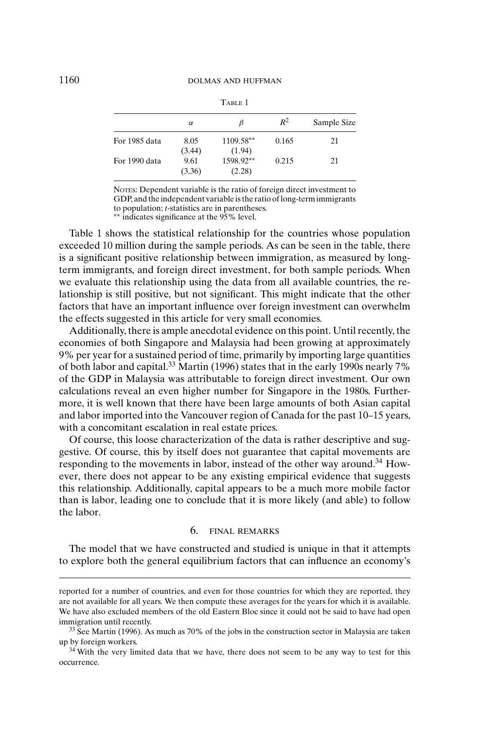TABLE 1

| | $\alpha$ | $\beta$ | $R^2$ | Sample Size |
|---|---|---|---|---|
| For 1985 data | 8.05 | 1109.58** | 0.165 | 21 |
| | (3.44) | (1.94) | | |
| For 1990 data | 9.61 | 1598.92** | 0.215 | 21 |
| | (3.36) | (2.28) | | |

NOTES: Dependent variable is the ratio of foreign direct investment to GDP, and the independent variable is the ratio of long-term immigrants to population; *t*-statistics are in parentheses.
** indicates significance at the 95% level.

Table 1 shows the statistical relationship for the countries whose population exceeded 10 million during the sample periods. As can be seen in the table, there is a significant positive relationship between immigration, as measured by long-term immigrants, and foreign direct investment, for both sample periods. When we evaluate this relationship using the data from all available countries, the relationship is still positive, but not significant. This might indicate that the other factors that have an important influence over foreign investment can overwhelm the effects suggested in this article for very small economies.

Additionally, there is ample anecdotal evidence on this point. Until recently, the economies of both Singapore and Malaysia had been growing at approximately 9% per year for a sustained period of time, primarily by importing large quantities of both labor and capital.[33] Martin (1996) states that in the early 1990s nearly 7% of the GDP in Malaysia was attributable to foreign direct investment. Our own calculations reveal an even higher number for Singapore in the 1980s. Furthermore, it is well known that there have been large amounts of both Asian capital and labor imported into the Vancouver region of Canada for the past 10–15 years, with a concomitant escalation in real estate prices.

Of course, this loose characterization of the data is rather descriptive and suggestive. Of course, this by itself does not guarantee that capital movements are responding to the movements in labor, instead of the other way around.[34] However, there does not appear to be any existing empirical evidence that suggests this relationship. Additionally, capital appears to be a much more mobile factor than is labor, leading one to conclude that it is more likely (and able) to follow the labor.

## 6. FINAL REMARKS

The model that we have constructed and studied is unique in that it attempts to explore both the general equilibrium factors that can influence an economy's

---

reported for a number of countries, and even for those countries for which they are reported, they are not available for all years. We then compute these averages for the years for which it is available. We have also excluded members of the old Eastern Bloc since it could not be said to have had open immigration until recently.

[33] See Martin (1996). As much as 70% of the jobs in the construction sector in Malaysia are taken up by foreign workers.

[34] With the very limited data that we have, there does not seem to be any way to test for this occurrence.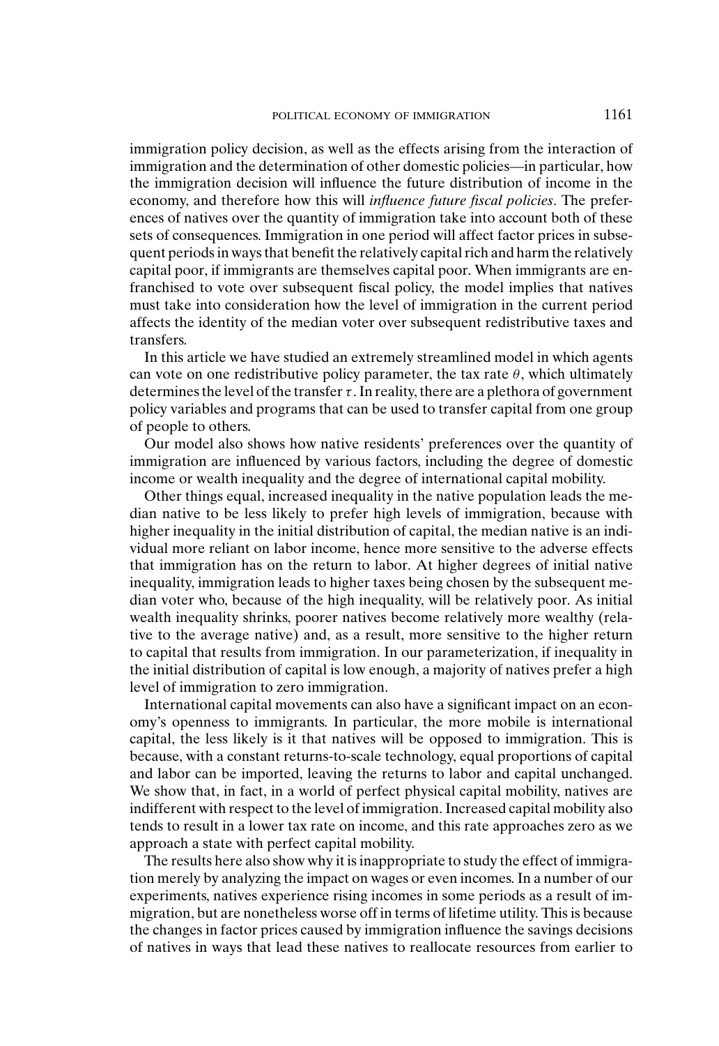immigration policy decision, as well as the effects arising from the interaction of immigration and the determination of other domestic policies—in particular, how the immigration decision will influence the future distribution of income in the economy, and therefore how this will *influence future fiscal policies*. The preferences of natives over the quantity of immigration take into account both of these sets of consequences. Immigration in one period will affect factor prices in subsequent periods in ways that benefit the relatively capital rich and harm the relatively capital poor, if immigrants are themselves capital poor. When immigrants are enfranchised to vote over subsequent fiscal policy, the model implies that natives must take into consideration how the level of immigration in the current period affects the identity of the median voter over subsequent redistributive taxes and transfers.

In this article we have studied an extremely streamlined model in which agents can vote on one redistributive policy parameter, the tax rate $\theta$, which ultimately determines the level of the transfer $\tau$. In reality, there are a plethora of government policy variables and programs that can be used to transfer capital from one group of people to others.

Our model also shows how native residents' preferences over the quantity of immigration are influenced by various factors, including the degree of domestic income or wealth inequality and the degree of international capital mobility.

Other things equal, increased inequality in the native population leads the median native to be less likely to prefer high levels of immigration, because with higher inequality in the initial distribution of capital, the median native is an individual more reliant on labor income, hence more sensitive to the adverse effects that immigration has on the return to labor. At higher degrees of initial native inequality, immigration leads to higher taxes being chosen by the subsequent median voter who, because of the high inequality, will be relatively poor. As initial wealth inequality shrinks, poorer natives become relatively more wealthy (relative to the average native) and, as a result, more sensitive to the higher return to capital that results from immigration. In our parameterization, if inequality in the initial distribution of capital is low enough, a majority of natives prefer a high level of immigration to zero immigration.

International capital movements can also have a significant impact on an economy's openness to immigrants. In particular, the more mobile is international capital, the less likely is it that natives will be opposed to immigration. This is because, with a constant returns-to-scale technology, equal proportions of capital and labor can be imported, leaving the returns to labor and capital unchanged. We show that, in fact, in a world of perfect physical capital mobility, natives are indifferent with respect to the level of immigration. Increased capital mobility also tends to result in a lower tax rate on income, and this rate approaches zero as we approach a state with perfect capital mobility.

The results here also show why it is inappropriate to study the effect of immigration merely by analyzing the impact on wages or even incomes. In a number of our experiments, natives experience rising incomes in some periods as a result of immigration, but are nonetheless worse off in terms of lifetime utility. This is because the changes in factor prices caused by immigration influence the savings decisions of natives in ways that lead these natives to reallocate resources from earlier to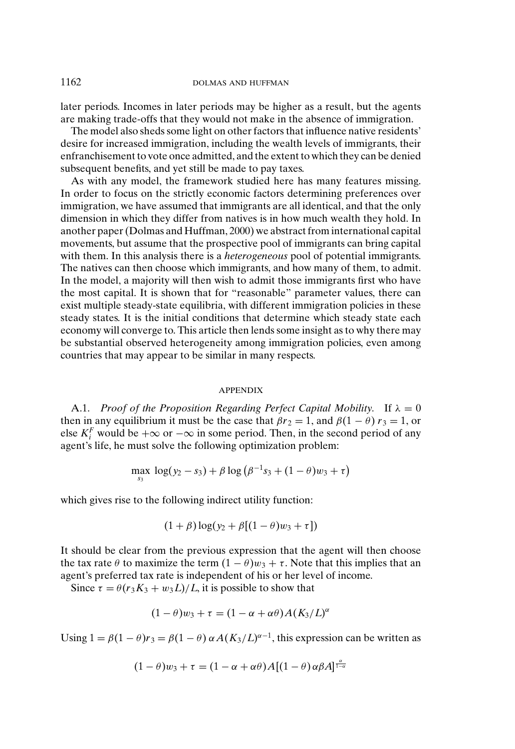later periods. Incomes in later periods may be higher as a result, but the agents are making trade-offs that they would not make in the absence of immigration.

The model also sheds some light on other factors that influence native residents' desire for increased immigration, including the wealth levels of immigrants, their enfranchisement to vote once admitted, and the extent to which they can be denied subsequent benefits, and yet still be made to pay taxes.

As with any model, the framework studied here has many features missing. In order to focus on the strictly economic factors determining preferences over immigration, we have assumed that immigrants are all identical, and that the only dimension in which they differ from natives is in how much wealth they hold. In another paper (Dolmas and Huffman, 2000) we abstract from international capital movements, but assume that the prospective pool of immigrants can bring capital with them. In this analysis there is a *heterogeneous* pool of potential immigrants. The natives can then choose which immigrants, and how many of them, to admit. In the model, a majority will then wish to admit those immigrants first who have the most capital. It is shown that for "reasonable" parameter values, there can exist multiple steady-state equilibria, with different immigration policies in these steady states. It is the initial conditions that determine which steady state each economy will converge to. This article then lends some insight as to why there may be substantial observed heterogeneity among immigration policies, even among countries that may appear to be similar in many respects.

## APPENDIX

A.1. *Proof of the Proposition Regarding Perfect Capital Mobility.* If $\lambda = 0$ then in any equilibrium it must be the case that $\beta r_2 = 1$, and $\beta(1-\theta)\, r_3 = 1$, or else $K_i^F$ would be $+\infty$ or $-\infty$ in some period. Then, in the second period of any agent's life, he must solve the following optimization problem:

$$\max_{s_3} \; \log(y_2 - s_3) + \beta \log\left(\beta^{-1}s_3 + (1-\theta)w_3 + \tau\right)$$

which gives rise to the following indirect utility function:

$$(1+\beta)\log(y_2 + \beta[(1-\theta)w_3 + \tau])$$

It should be clear from the previous expression that the agent will then choose the tax rate $\theta$ to maximize the term $(1-\theta)w_3 + \tau$. Note that this implies that an agent's preferred tax rate is independent of his or her level of income.

Since $\tau = \theta(r_3 K_3 + w_3 L)/L$, it is possible to show that

$$(1-\theta)w_3 + \tau = (1 - \alpha + \alpha\theta)A(K_3/L)^{\alpha}$$

Using $1 = \beta(1-\theta)r_3 = \beta(1-\theta)\,\alpha A(K_3/L)^{\alpha-1}$, this expression can be written as

$$(1-\theta)w_3 + \tau = (1 - \alpha + \alpha\theta)A[(1-\theta)\,\alpha\beta A]^{\frac{\alpha}{1-\alpha}}$$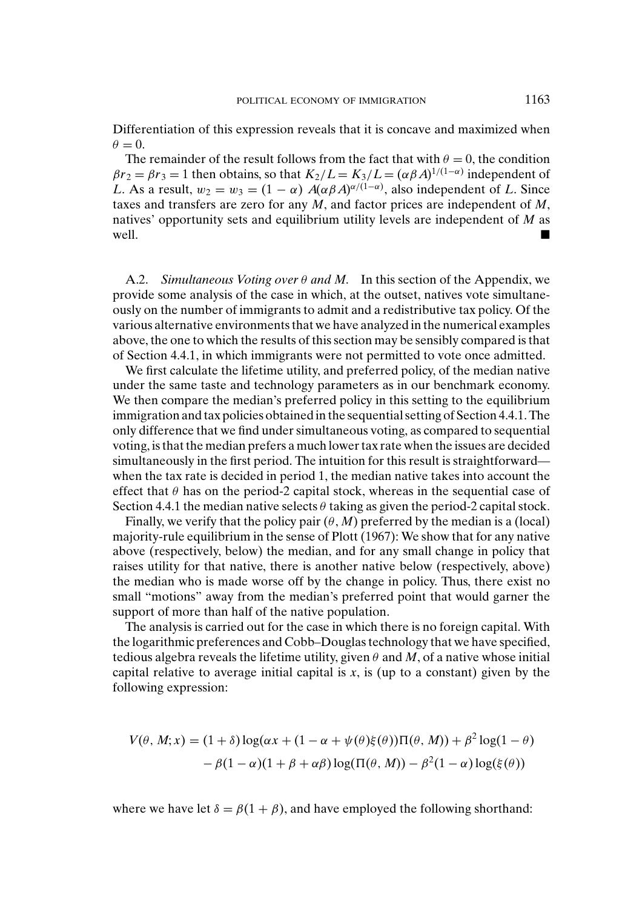Differentiation of this expression reveals that it is concave and maximized when $\theta = 0$.

The remainder of the result follows from the fact that with $\theta = 0$, the condition $\beta r_2 = \beta r_3 = 1$ then obtains, so that $K_2/L = K_3/L = (\alpha\beta A)^{1/(1-\alpha)}$ independent of $L$. As a result, $w_2 = w_3 = (1-\alpha)\ A(\alpha\beta A)^{\alpha/(1-\alpha)}$, also independent of $L$. Since taxes and transfers are zero for any $M$, and factor prices are independent of $M$, natives' opportunity sets and equilibrium utility levels are independent of $M$ as well. ■

A.2. *Simultaneous Voting over $\theta$ and $M$.* In this section of the Appendix, we provide some analysis of the case in which, at the outset, natives vote simultaneously on the number of immigrants to admit and a redistributive tax policy. Of the various alternative environments that we have analyzed in the numerical examples above, the one to which the results of this section may be sensibly compared is that of Section 4.4.1, in which immigrants were not permitted to vote once admitted.

We first calculate the lifetime utility, and preferred policy, of the median native under the same taste and technology parameters as in our benchmark economy. We then compare the median's preferred policy in this setting to the equilibrium immigration and tax policies obtained in the sequential setting of Section 4.4.1. The only difference that we find under simultaneous voting, as compared to sequential voting, is that the median prefers a much lower tax rate when the issues are decided simultaneously in the first period. The intuition for this result is straightforward—when the tax rate is decided in period 1, the median native takes into account the effect that $\theta$ has on the period-2 capital stock, whereas in the sequential case of Section 4.4.1 the median native selects $\theta$ taking as given the period-2 capital stock.

Finally, we verify that the policy pair $(\theta, M)$ preferred by the median is a (local) majority-rule equilibrium in the sense of Plott (1967): We show that for any native above (respectively, below) the median, and for any small change in policy that raises utility for that native, there is another native below (respectively, above) the median who is made worse off by the change in policy. Thus, there exist no small "motions" away from the median's preferred point that would garner the support of more than half of the native population.

The analysis is carried out for the case in which there is no foreign capital. With the logarithmic preferences and Cobb–Douglas technology that we have specified, tedious algebra reveals the lifetime utility, given $\theta$ and $M$, of a native whose initial capital relative to average initial capital is $x$, is (up to a constant) given by the following expression:

$$V(\theta, M; x) = (1+\delta)\log(\alpha x + (1-\alpha+\psi(\theta)\xi(\theta))\Pi(\theta, M)) + \beta^2 \log(1-\theta) \\ - \beta(1-\alpha)(1+\beta+\alpha\beta)\log(\Pi(\theta, M)) - \beta^2(1-\alpha)\log(\xi(\theta))$$

where we have let $\delta = \beta(1+\beta)$, and have employed the following shorthand: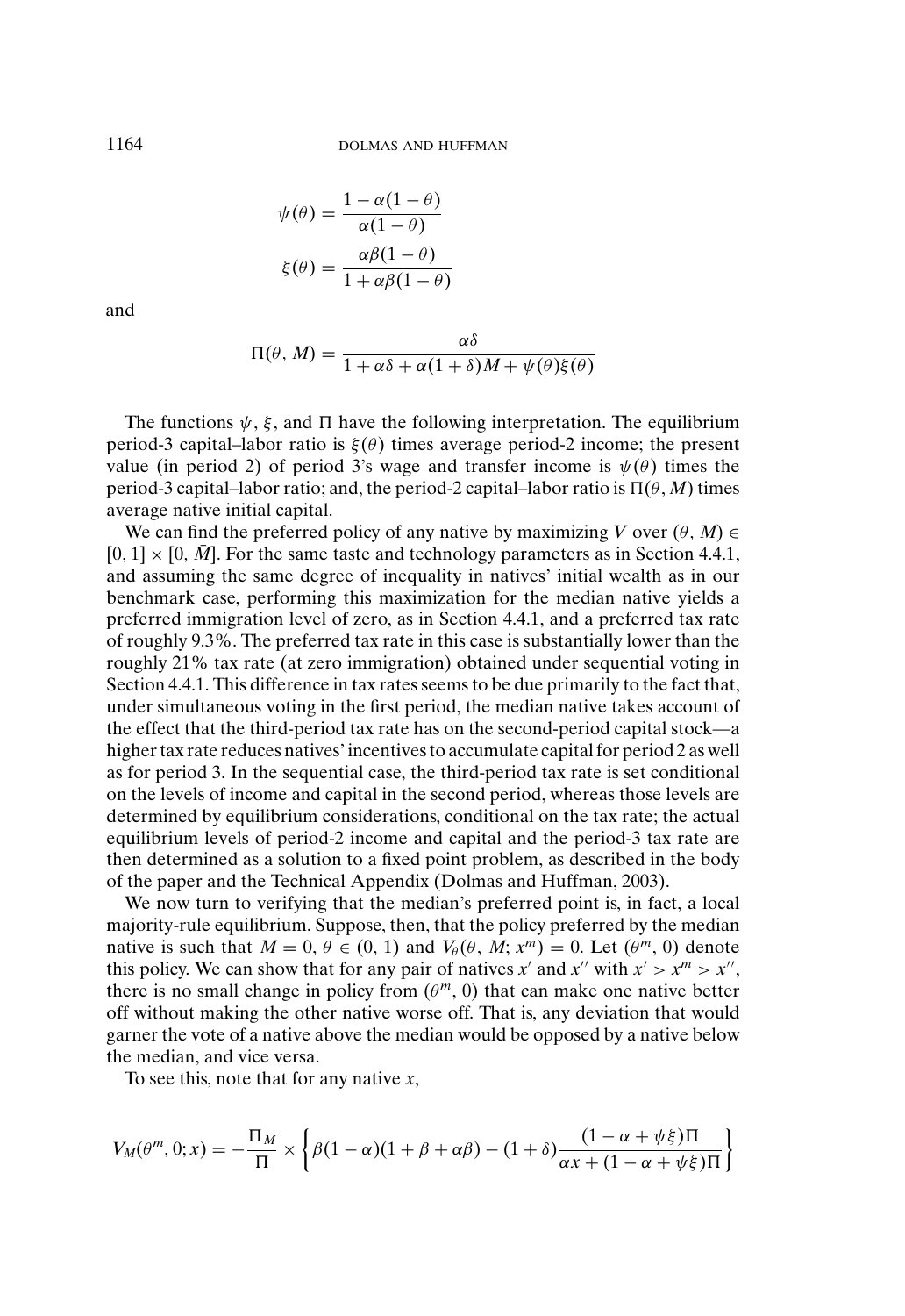$$\psi(\theta) = \frac{1-\alpha(1-\theta)}{\alpha(1-\theta)}$$

$$\xi(\theta) = \frac{\alpha\beta(1-\theta)}{1+\alpha\beta(1-\theta)}$$

and

$$\Pi(\theta, M) = \frac{\alpha\delta}{1+\alpha\delta+\alpha(1+\delta)M+\psi(\theta)\xi(\theta)}$$

The functions $\psi$, $\xi$, and $\Pi$ have the following interpretation. The equilibrium period-3 capital–labor ratio is $\xi(\theta)$ times average period-2 income; the present value (in period 2) of period 3's wage and transfer income is $\psi(\theta)$ times the period-3 capital–labor ratio; and, the period-2 capital–labor ratio is $\Pi(\theta, M)$ times average native initial capital.

We can find the preferred policy of any native by maximizing $V$ over $(\theta, M) \in [0, 1] \times [0, \bar{M}]$. For the same taste and technology parameters as in Section 4.4.1, and assuming the same degree of inequality in natives' initial wealth as in our benchmark case, performing this maximization for the median native yields a preferred immigration level of zero, as in Section 4.4.1, and a preferred tax rate of roughly 9.3%. The preferred tax rate in this case is substantially lower than the roughly 21% tax rate (at zero immigration) obtained under sequential voting in Section 4.4.1. This difference in tax rates seems to be due primarily to the fact that, under simultaneous voting in the first period, the median native takes account of the effect that the third-period tax rate has on the second-period capital stock—a higher tax rate reduces natives' incentives to accumulate capital for period 2 as well as for period 3. In the sequential case, the third-period tax rate is set conditional on the levels of income and capital in the second period, whereas those levels are determined by equilibrium considerations, conditional on the tax rate; the actual equilibrium levels of period-2 income and capital and the period-3 tax rate are then determined as a solution to a fixed point problem, as described in the body of the paper and the Technical Appendix (Dolmas and Huffman, 2003).

We now turn to verifying that the median's preferred point is, in fact, a local majority-rule equilibrium. Suppose, then, that the policy preferred by the median native is such that $M = 0$, $\theta \in (0, 1)$ and $V_\theta(\theta, M; x^m) = 0$. Let $(\theta^m, 0)$ denote this policy. We can show that for any pair of natives $x'$ and $x''$ with $x' > x^m > x''$, there is no small change in policy from $(\theta^m, 0)$ that can make one native better off without making the other native worse off. That is, any deviation that would garner the vote of a native above the median would be opposed by a native below the median, and vice versa.

To see this, note that for any native $x$,

$$V_M(\theta^m, 0; x) = -\frac{\Pi_M}{\Pi} \times \left\{\beta(1-\alpha)(1+\beta+\alpha\beta) - (1+\delta)\frac{(1-\alpha+\psi\xi)\Pi}{\alpha x+(1-\alpha+\psi\xi)\Pi}\right\}$$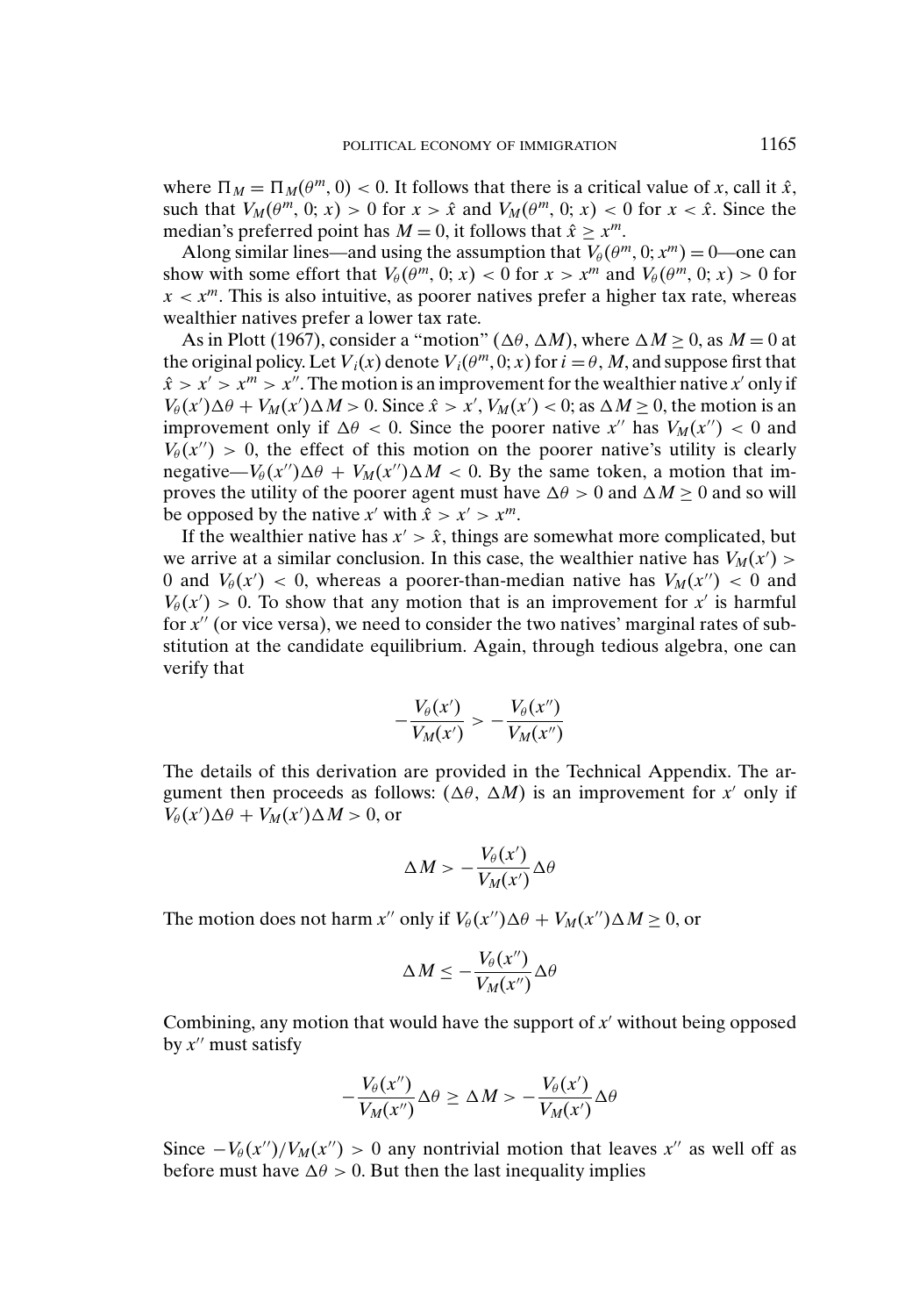where $\Pi_M = \Pi_M(\theta^m, 0) < 0$. It follows that there is a critical value of $x$, call it $\hat{x}$, such that $V_M(\theta^m, 0; x) > 0$ for $x > \hat{x}$ and $V_M(\theta^m, 0; x) < 0$ for $x < \hat{x}$. Since the median's preferred point has $M = 0$, it follows that $\hat{x} \geq x^m$.

Along similar lines—and using the assumption that $V_\theta(\theta^m, 0; x^m) = 0$—one can show with some effort that $V_\theta(\theta^m, 0; x) < 0$ for $x > x^m$ and $V_\theta(\theta^m, 0; x) > 0$ for $x < x^m$. This is also intuitive, as poorer natives prefer a higher tax rate, whereas wealthier natives prefer a lower tax rate.

As in Plott (1967), consider a "motion" $(\Delta\theta, \Delta M)$, where $\Delta M \geq 0$, as $M = 0$ at the original policy. Let $V_i(x)$ denote $V_i(\theta^m, 0; x)$ for $i = \theta, M$, and suppose first that $\hat{x} > x' > x^m > x''$. The motion is an improvement for the wealthier native $x'$ only if $V_\theta(x')\Delta\theta + V_M(x')\Delta M > 0$. Since $\hat{x} > x'$, $V_M(x') < 0$; as $\Delta M \geq 0$, the motion is an improvement only if $\Delta\theta < 0$. Since the poorer native $x''$ has $V_M(x'') < 0$ and $V_\theta(x'') > 0$, the effect of this motion on the poorer native's utility is clearly negative—$V_\theta(x'')\Delta\theta + V_M(x'')\Delta M < 0$. By the same token, a motion that improves the utility of the poorer agent must have $\Delta\theta > 0$ and $\Delta M \geq 0$ and so will be opposed by the native $x'$ with $\hat{x} > x' > x^m$.

If the wealthier native has $x' > \hat{x}$, things are somewhat more complicated, but we arrive at a similar conclusion. In this case, the wealthier native has $V_M(x') > 0$ and $V_\theta(x') < 0$, whereas a poorer-than-median native has $V_M(x'') < 0$ and $V_\theta(x') > 0$. To show that any motion that is an improvement for $x'$ is harmful for $x''$ (or vice versa), we need to consider the two natives' marginal rates of substitution at the candidate equilibrium. Again, through tedious algebra, one can verify that

$$-\frac{V_\theta(x')}{V_M(x')} > -\frac{V_\theta(x'')}{V_M(x'')}$$

The details of this derivation are provided in the Technical Appendix. The argument then proceeds as follows: $(\Delta\theta, \Delta M)$ is an improvement for $x'$ only if $V_\theta(x')\Delta\theta + V_M(x')\Delta M > 0$, or

$$\Delta M > -\frac{V_\theta(x')}{V_M(x')}\Delta\theta$$

The motion does not harm $x''$ only if $V_\theta(x'')\Delta\theta + V_M(x'')\Delta M \geq 0$, or

$$\Delta M \leq -\frac{V_\theta(x'')}{V_M(x'')}\Delta\theta$$

Combining, any motion that would have the support of $x'$ without being opposed by $x''$ must satisfy

$$-\frac{V_\theta(x'')}{V_M(x'')}\Delta\theta \geq \Delta M > -\frac{V_\theta(x')}{V_M(x')}\Delta\theta$$

Since $-V_\theta(x'')/V_M(x'') > 0$ any nontrivial motion that leaves $x''$ as well off as before must have $\Delta\theta > 0$. But then the last inequality implies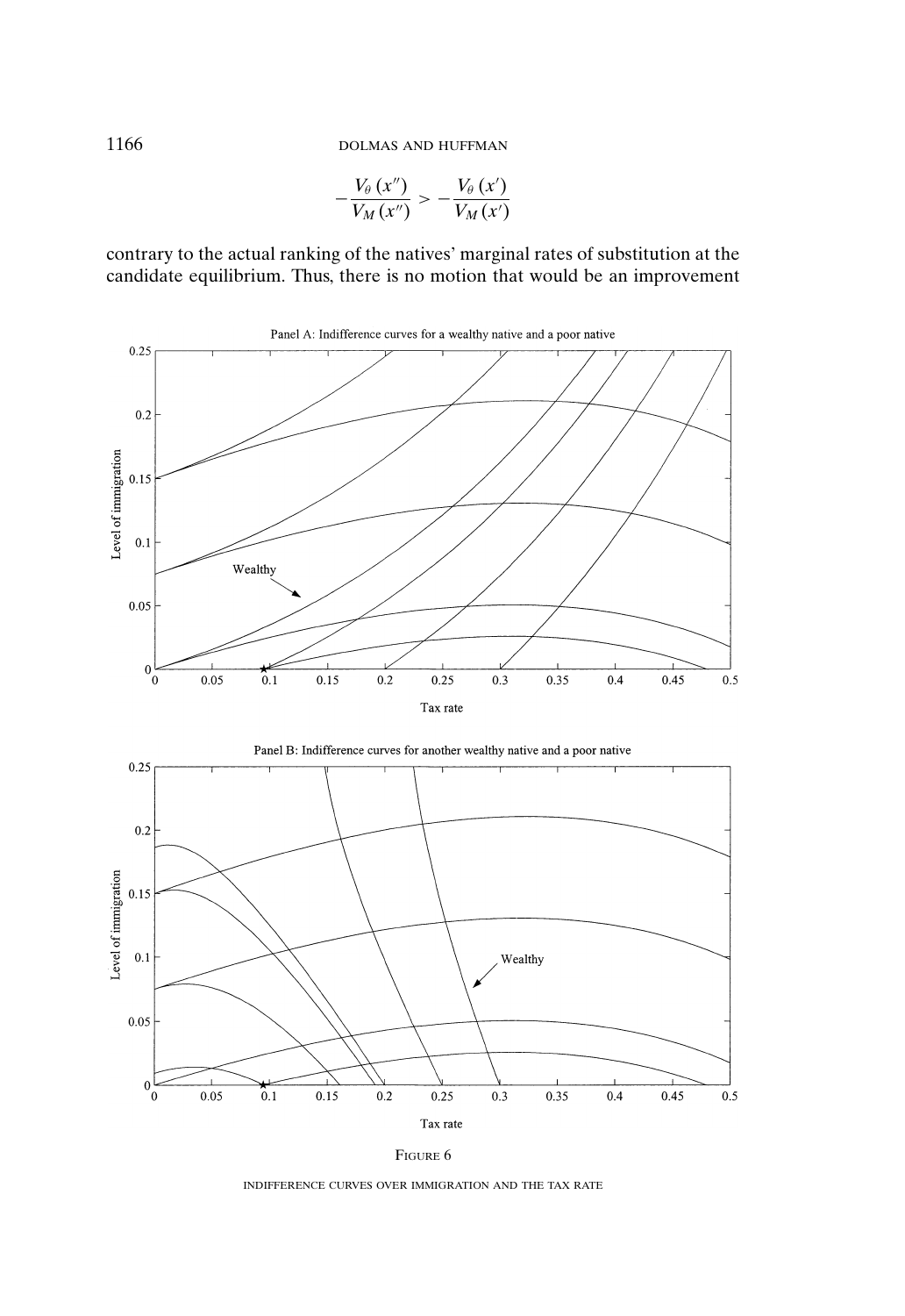$$-\frac{V_\theta(x'')}{V_M(x'')} > -\frac{V_\theta(x')}{V_M(x')}$$

contrary to the actual ranking of the natives' marginal rates of substitution at the candidate equilibrium. Thus, there is no motion that would be an improvement

FIGURE 6

INDIFFERENCE CURVES OVER IMMIGRATION AND THE TAX RATE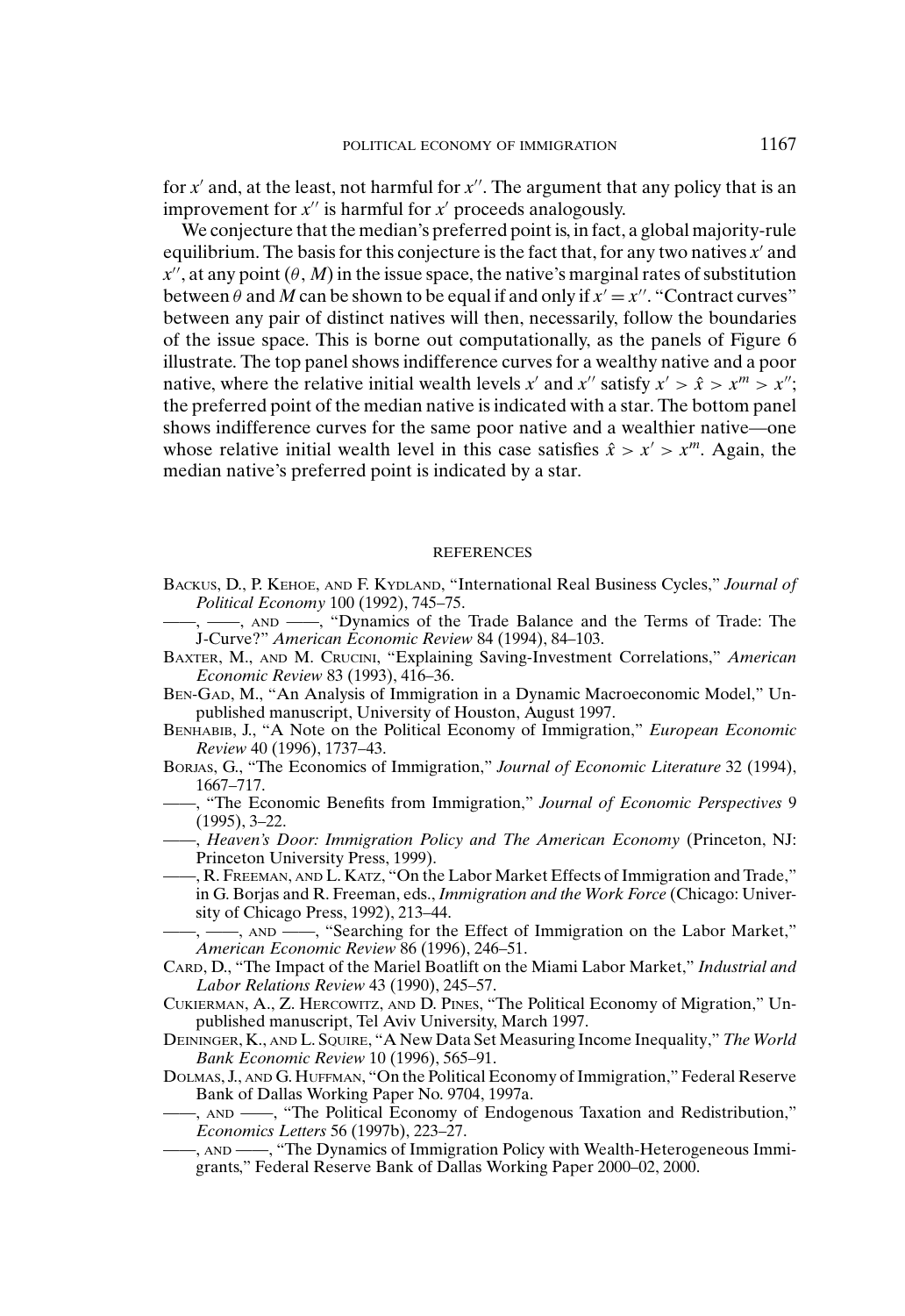for $x'$ and, at the least, not harmful for $x''$. The argument that any policy that is an improvement for $x''$ is harmful for $x'$ proceeds analogously.

We conjecture that the median's preferred point is, in fact, a global majority-rule equilibrium. The basis for this conjecture is the fact that, for any two natives $x'$ and $x''$, at any point $(\theta, M)$ in the issue space, the native's marginal rates of substitution between $\theta$ and $M$ can be shown to be equal if and only if $x' = x''$. "Contract curves" between any pair of distinct natives will then, necessarily, follow the boundaries of the issue space. This is borne out computationally, as the panels of Figure 6 illustrate. The top panel shows indifference curves for a wealthy native and a poor native, where the relative initial wealth levels $x'$ and $x''$ satisfy $x' > \hat{x} > x^m > x''$; the preferred point of the median native is indicated with a star. The bottom panel shows indifference curves for the same poor native and a wealthier native—one whose relative initial wealth level in this case satisfies $\hat{x} > x' > x^m$. Again, the median native's preferred point is indicated by a star.

## REFERENCES

Backus, D., P. Kehoe, and F. Kydland, "International Real Business Cycles," *Journal of Political Economy* 100 (1992), 745–75.

——, ——, and ——, "Dynamics of the Trade Balance and the Terms of Trade: The J-Curve?" *American Economic Review* 84 (1994), 84–103.

Baxter, M., and M. Crucini, "Explaining Saving-Investment Correlations," *American Economic Review* 83 (1993), 416–36.

Ben-Gad, M., "An Analysis of Immigration in a Dynamic Macroeconomic Model," Unpublished manuscript, University of Houston, August 1997.

Benhabib, J., "A Note on the Political Economy of Immigration," *European Economic Review* 40 (1996), 1737–43.

Borjas, G., "The Economics of Immigration," *Journal of Economic Literature* 32 (1994), 1667–717.

——, "The Economic Benefits from Immigration," *Journal of Economic Perspectives* 9 (1995), 3–22.

——, *Heaven's Door: Immigration Policy and The American Economy* (Princeton, NJ: Princeton University Press, 1999).

——, R. Freeman, and L. Katz, "On the Labor Market Effects of Immigration and Trade," in G. Borjas and R. Freeman, eds., *Immigration and the Work Force* (Chicago: University of Chicago Press, 1992), 213–44.

——, ——, and ——, "Searching for the Effect of Immigration on the Labor Market," *American Economic Review* 86 (1996), 246–51.

Card, D., "The Impact of the Mariel Boatlift on the Miami Labor Market," *Industrial and Labor Relations Review* 43 (1990), 245–57.

Cukierman, A., Z. Hercowitz, and D. Pines, "The Political Economy of Migration," Unpublished manuscript, Tel Aviv University, March 1997.

Deininger, K., and L. Squire, "A New Data Set Measuring Income Inequality," *The World Bank Economic Review* 10 (1996), 565–91.

Dolmas, J., and G. Huffman, "On the Political Economy of Immigration," Federal Reserve Bank of Dallas Working Paper No. 9704, 1997a.

——, and ——, "The Political Economy of Endogenous Taxation and Redistribution," *Economics Letters* 56 (1997b), 223–27.

——, and ——, "The Dynamics of Immigration Policy with Wealth-Heterogeneous Immigrants," Federal Reserve Bank of Dallas Working Paper 2000–02, 2000.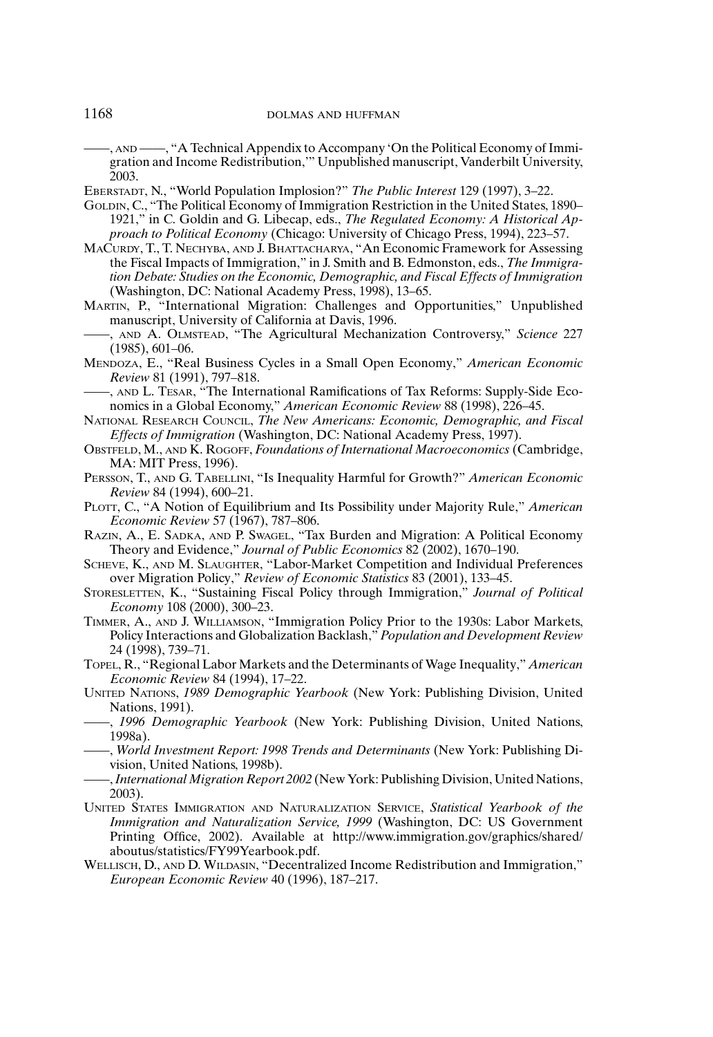——, AND ——, "A Technical Appendix to Accompany 'On the Political Economy of Immigration and Income Redistribution,'" Unpublished manuscript, Vanderbilt University, 2003.

EBERSTADT, N., "World Population Implosion?" *The Public Interest* 129 (1997), 3–22.

GOLDIN, C., "The Political Economy of Immigration Restriction in the United States, 1890–1921," in C. Goldin and G. Libecap, eds., *The Regulated Economy: A Historical Approach to Political Economy* (Chicago: University of Chicago Press, 1994), 223–57.

MACURDY, T., T. NECHYBA, AND J. BHATTACHARYA, "An Economic Framework for Assessing the Fiscal Impacts of Immigration," in J. Smith and B. Edmonston, eds., *The Immigration Debate: Studies on the Economic, Demographic, and Fiscal Effects of Immigration* (Washington, DC: National Academy Press, 1998), 13–65.

MARTIN, P., "International Migration: Challenges and Opportunities," Unpublished manuscript, University of California at Davis, 1996.

——, AND A. OLMSTEAD, "The Agricultural Mechanization Controversy," *Science* 227 (1985), 601–06.

MENDOZA, E., "Real Business Cycles in a Small Open Economy," *American Economic Review* 81 (1991), 797–818.

——, AND L. TESAR, "The International Ramifications of Tax Reforms: Supply-Side Economics in a Global Economy," *American Economic Review* 88 (1998), 226–45.

NATIONAL RESEARCH COUNCIL, *The New Americans: Economic, Demographic, and Fiscal Effects of Immigration* (Washington, DC: National Academy Press, 1997).

OBSTFELD, M., AND K. ROGOFF, *Foundations of International Macroeconomics* (Cambridge, MA: MIT Press, 1996).

PERSSON, T., AND G. TABELLINI, "Is Inequality Harmful for Growth?" *American Economic Review* 84 (1994), 600–21.

PLOTT, C., "A Notion of Equilibrium and Its Possibility under Majority Rule," *American Economic Review* 57 (1967), 787–806.

RAZIN, A., E. SADKA, AND P. SWAGEL, "Tax Burden and Migration: A Political Economy Theory and Evidence," *Journal of Public Economics* 82 (2002), 1670–190.

SCHEVE, K., AND M. SLAUGHTER, "Labor-Market Competition and Individual Preferences over Migration Policy," *Review of Economic Statistics* 83 (2001), 133–45.

STORESLETTEN, K., "Sustaining Fiscal Policy through Immigration," *Journal of Political Economy* 108 (2000), 300–23.

TIMMER, A., AND J. WILLIAMSON, "Immigration Policy Prior to the 1930s: Labor Markets, Policy Interactions and Globalization Backlash," *Population and Development Review* 24 (1998), 739–71.

TOPEL, R., "Regional Labor Markets and the Determinants of Wage Inequality," *American Economic Review* 84 (1994), 17–22.

UNITED NATIONS, *1989 Demographic Yearbook* (New York: Publishing Division, United Nations, 1991).

——, *1996 Demographic Yearbook* (New York: Publishing Division, United Nations, 1998a).

——, *World Investment Report: 1998 Trends and Determinants* (New York: Publishing Division, United Nations, 1998b).

——, *International Migration Report 2002* (New York: Publishing Division, United Nations, 2003).

UNITED STATES IMMIGRATION AND NATURALIZATION SERVICE, *Statistical Yearbook of the Immigration and Naturalization Service, 1999* (Washington, DC: US Government Printing Office, 2002). Available at http://www.immigration.gov/graphics/shared/aboutus/statistics/FY99Yearbook.pdf.

WELLISCH, D., AND D. WILDASIN, "Decentralized Income Redistribution and Immigration," *European Economic Review* 40 (1996), 187–217.